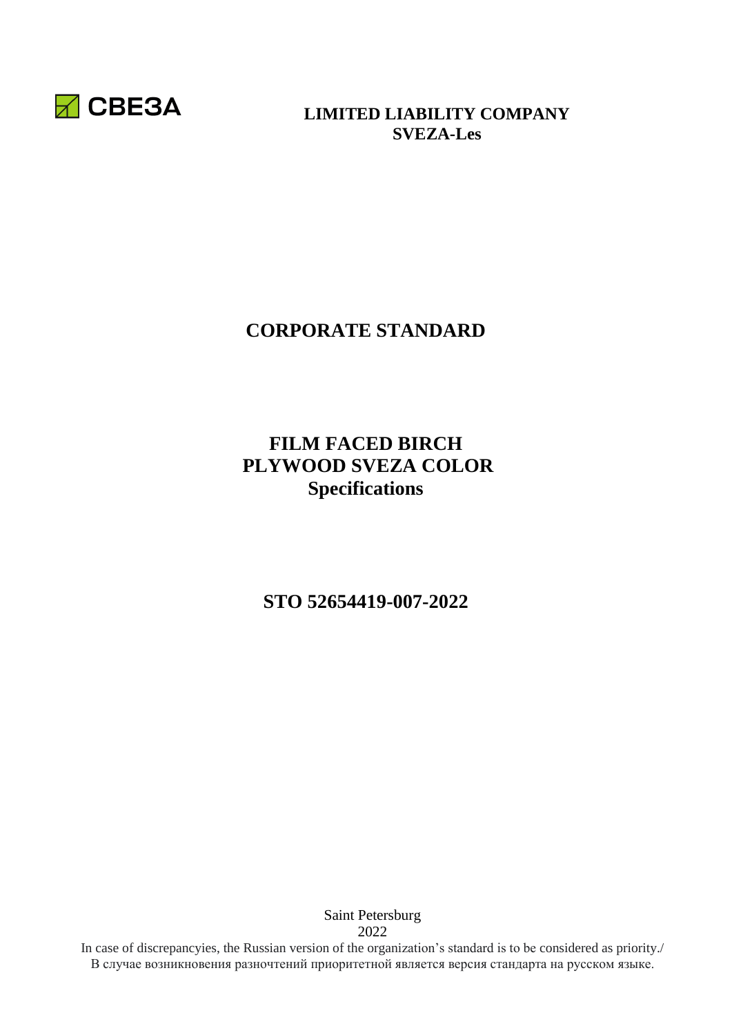СВЕЗА

**LIMITED LIABILITY COMPANY**
**SVEZA-Les**

# CORPORATE STANDARD

# FILM FACED BIRCH PLYWOOD SVEZA COLOR
## Specifications

## STO 52654419-007-2022

Saint Petersburg
2022

In case of discrepancyies, the Russian version of the organization's standard is to be considered as priority./
В случае возникновения разночтений приоритетной является версия стандарта на русском языке.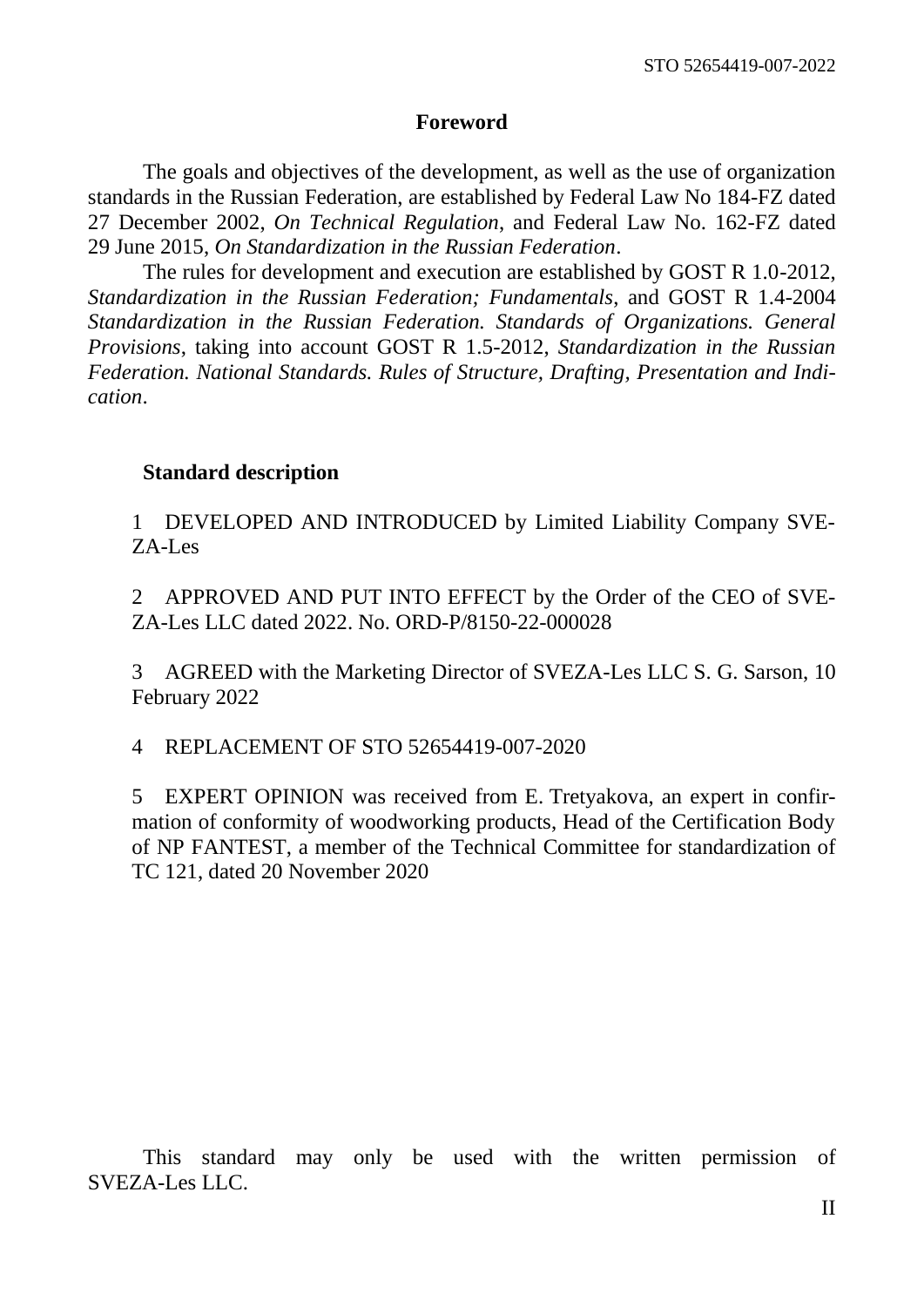## Foreword

The goals and objectives of the development, as well as the use of organization standards in the Russian Federation, are established by Federal Law No 184-FZ dated 27 December 2002, *On Technical Regulation*, and Federal Law No. 162-FZ dated 29 June 2015, *On Standardization in the Russian Federation*.

The rules for development and execution are established by GOST R 1.0-2012, *Standardization in the Russian Federation; Fundamentals*, and GOST R 1.4-2004 *Standardization in the Russian Federation. Standards of Organizations. General Provisions*, taking into account GOST R 1.5-2012, *Standardization in the Russian Federation. National Standards. Rules of Structure, Drafting, Presentation and Indication*.

### Standard description

1 DEVELOPED AND INTRODUCED by Limited Liability Company SVEZA-Les

2 APPROVED AND PUT INTO EFFECT by the Order of the CEO of SVEZA-Les LLC dated 2022. No. ORD-P/8150-22-000028

3 AGREED with the Marketing Director of SVEZA-Les LLC S. G. Sarson, 10 February 2022

4 REPLACEMENT OF STO 52654419-007-2020

5 EXPERT OPINION was received from E. Tretyakova, an expert in confirmation of conformity of woodworking products, Head of the Certification Body of NP FANTEST, a member of the Technical Committee for standardization of TC 121, dated 20 November 2020

This standard may only be used with the written permission of SVEZA-Les LLC.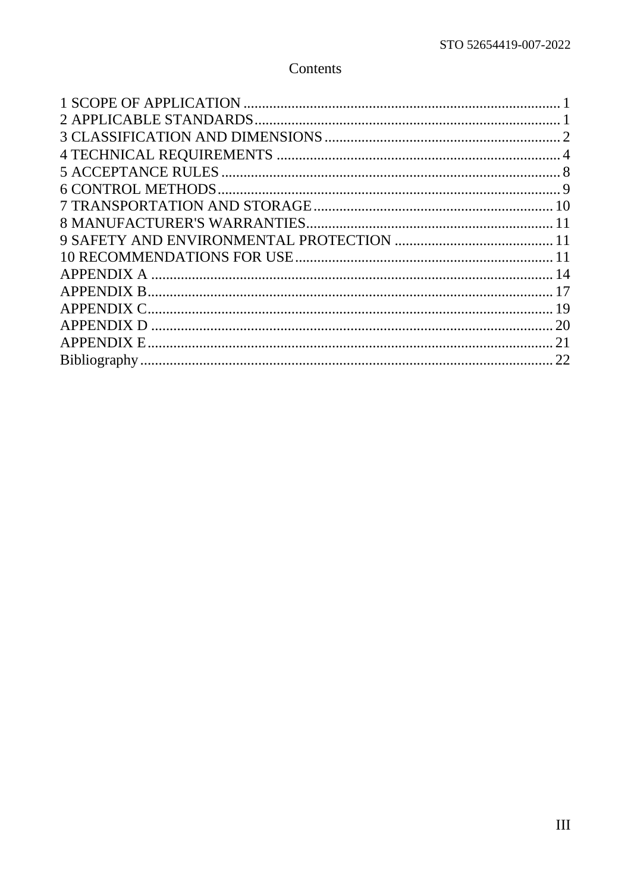# Contents

1 SCOPE OF APPLICATION ........................................................................................ 1
2 APPLICABLE STANDARDS .................................................................................... 1
3 CLASSIFICATION AND DIMENSIONS .................................................................. 2
4 TECHNICAL REQUIREMENTS .............................................................................. 4
5 ACCEPTANCE RULES ............................................................................................ 8
6 CONTROL METHODS ............................................................................................ 9
7 TRANSPORTATION AND STORAGE .................................................................. 10
8 MANUFACTURER'S WARRANTIES .................................................................... 11
9 SAFETY AND ENVIRONMENTAL PROTECTION ............................................. 11
10 RECOMMENDATIONS FOR USE ....................................................................... 11
APPENDIX A ............................................................................................................ 14
APPENDIX B ............................................................................................................ 17
APPENDIX C ............................................................................................................ 19
APPENDIX D ............................................................................................................ 20
APPENDIX E ............................................................................................................ 21
Bibliography ............................................................................................................... 22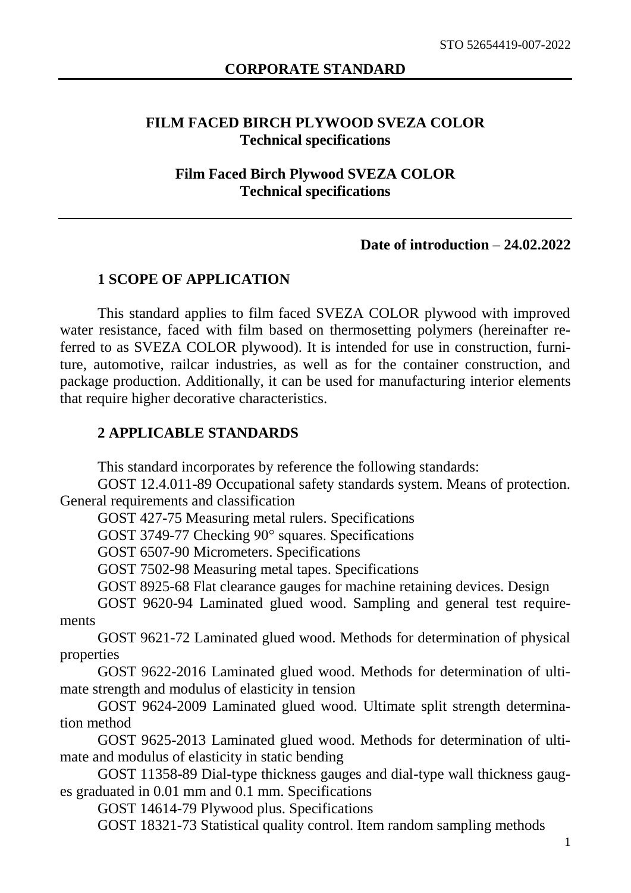**CORPORATE STANDARD**

# FILM FACED BIRCH PLYWOOD SVEZA COLOR
**Technical specifications**

**Film Faced Birch Plywood SVEZA COLOR**
**Technical specifications**

**Date of introduction – 24.02.2022**

## 1 SCOPE OF APPLICATION

This standard applies to film faced SVEZA COLOR plywood with improved water resistance, faced with film based on thermosetting polymers (hereinafter referred to as SVEZA COLOR plywood). It is intended for use in construction, furniture, automotive, railcar industries, as well as for the container construction, and package production. Additionally, it can be used for manufacturing interior elements that require higher decorative characteristics.

## 2 APPLICABLE STANDARDS

This standard incorporates by reference the following standards:

GOST 12.4.011-89 Occupational safety standards system. Means of protection. General requirements and classification

GOST 427-75 Measuring metal rulers. Specifications

GOST 3749-77 Checking 90° squares. Specifications

GOST 6507-90 Micrometers. Specifications

GOST 7502-98 Measuring metal tapes. Specifications

GOST 8925-68 Flat clearance gauges for machine retaining devices. Design

GOST 9620-94 Laminated glued wood. Sampling and general test requirements

GOST 9621-72 Laminated glued wood. Methods for determination of physical properties

GOST 9622-2016 Laminated glued wood. Methods for determination of ultimate strength and modulus of elasticity in tension

GOST 9624-2009 Laminated glued wood. Ultimate split strength determination method

GOST 9625-2013 Laminated glued wood. Methods for determination of ultimate and modulus of elasticity in static bending

GOST 11358-89 Dial-type thickness gauges and dial-type wall thickness gauges graduated in 0.01 mm and 0.1 mm. Specifications

GOST 14614-79 Plywood plus. Specifications

GOST 18321-73 Statistical quality control. Item random sampling methods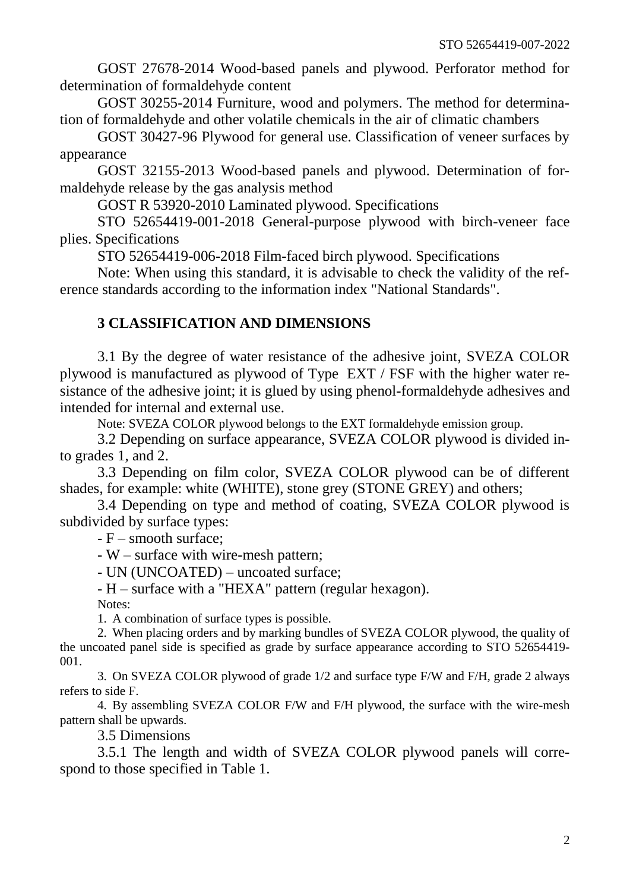GOST 27678-2014 Wood-based panels and plywood. Perforator method for determination of formaldehyde content

GOST 30255-2014 Furniture, wood and polymers. The method for determination of formaldehyde and other volatile chemicals in the air of climatic chambers

GOST 30427-96 Plywood for general use. Classification of veneer surfaces by appearance

GOST 32155-2013 Wood-based panels and plywood. Determination of formaldehyde release by the gas analysis method

GOST R 53920-2010 Laminated plywood. Specifications

STO 52654419-001-2018 General-purpose plywood with birch-veneer face plies. Specifications

STO 52654419-006-2018 Film-faced birch plywood. Specifications

Note: When using this standard, it is advisable to check the validity of the reference standards according to the information index "National Standards".

## 3 CLASSIFICATION AND DIMENSIONS

3.1 By the degree of water resistance of the adhesive joint, SVEZA COLOR plywood is manufactured as plywood of Type EXT / FSF with the higher water resistance of the adhesive joint; it is glued by using phenol-formaldehyde adhesives and intended for internal and external use.

Note: SVEZA COLOR plywood belongs to the EXT formaldehyde emission group.

3.2 Depending on surface appearance, SVEZA COLOR plywood is divided into grades 1, and 2.

3.3 Depending on film color, SVEZA COLOR plywood can be of different shades, for example: white (WHITE), stone grey (STONE GREY) and others;

3.4 Depending on type and method of coating, SVEZA COLOR plywood is subdivided by surface types:

- F – smooth surface;
- W – surface with wire-mesh pattern;
- UN (UNCOATED) – uncoated surface;
- H – surface with a "HEXA" pattern (regular hexagon).

Notes:

1. A combination of surface types is possible.
2. When placing orders and by marking bundles of SVEZA COLOR plywood, the quality of the uncoated panel side is specified as grade by surface appearance according to STO 52654419-001.
3. On SVEZA COLOR plywood of grade 1/2 and surface type F/W and F/H, grade 2 always refers to side F.
4. By assembling SVEZA COLOR F/W and F/H plywood, the surface with the wire-mesh pattern shall be upwards.

3.5 Dimensions

3.5.1 The length and width of SVEZA COLOR plywood panels will correspond to those specified in Table 1.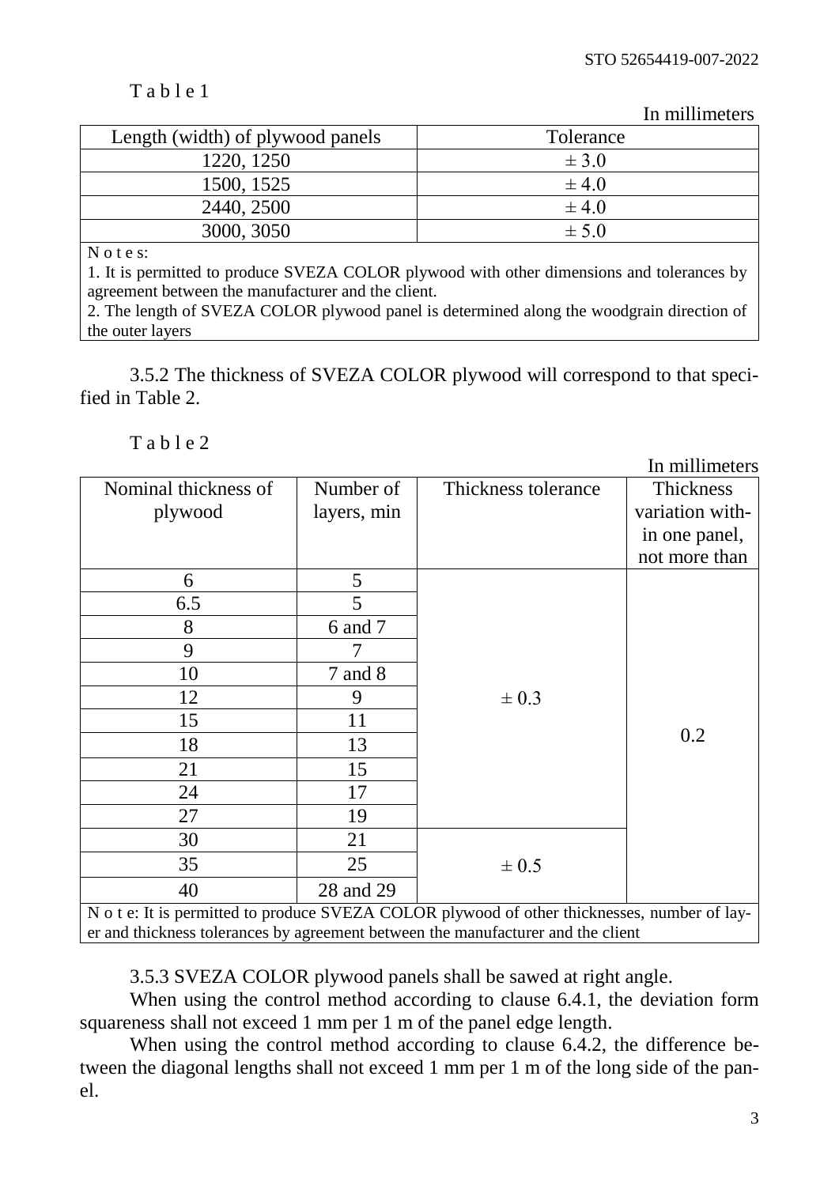Table 1

In millimeters

| Length (width) of plywood panels | Tolerance |
|---|---|
| 1220, 1250 | ± 3.0 |
| 1500, 1525 | ± 4.0 |
| 2440, 2500 | ± 4.0 |
| 3000, 3050 | ± 5.0 |

Notes:

1. It is permitted to produce SVEZA COLOR plywood with other dimensions and tolerances by agreement between the manufacturer and the client.
2. The length of SVEZA COLOR plywood panel is determined along the woodgrain direction of the outer layers

3.5.2 The thickness of SVEZA COLOR plywood will correspond to that specified in Table 2.

Table 2

In millimeters

| Nominal thickness of plywood | Number of layers, min | Thickness tolerance | Thickness variation within one panel, not more than |
|---|---|---|---|
| 6 | 5 | ± 0.3 | 0.2 |
| 6.5 | 5 | | |
| 8 | 6 and 7 | | |
| 9 | 7 | | |
| 10 | 7 and 8 | | |
| 12 | 9 | | |
| 15 | 11 | | |
| 18 | 13 | | |
| 21 | 15 | | |
| 24 | 17 | | |
| 27 | 19 | | |
| 30 | 21 | ± 0.5 | |
| 35 | 25 | | |
| 40 | 28 and 29 | | |

Note: It is permitted to produce SVEZA COLOR plywood of other thicknesses, number of layer and thickness tolerances by agreement between the manufacturer and the client

3.5.3 SVEZA COLOR plywood panels shall be sawed at right angle.

When using the control method according to clause 6.4.1, the deviation form squareness shall not exceed 1 mm per 1 m of the panel edge length.

When using the control method according to clause 6.4.2, the difference between the diagonal lengths shall not exceed 1 mm per 1 m of the long side of the panel.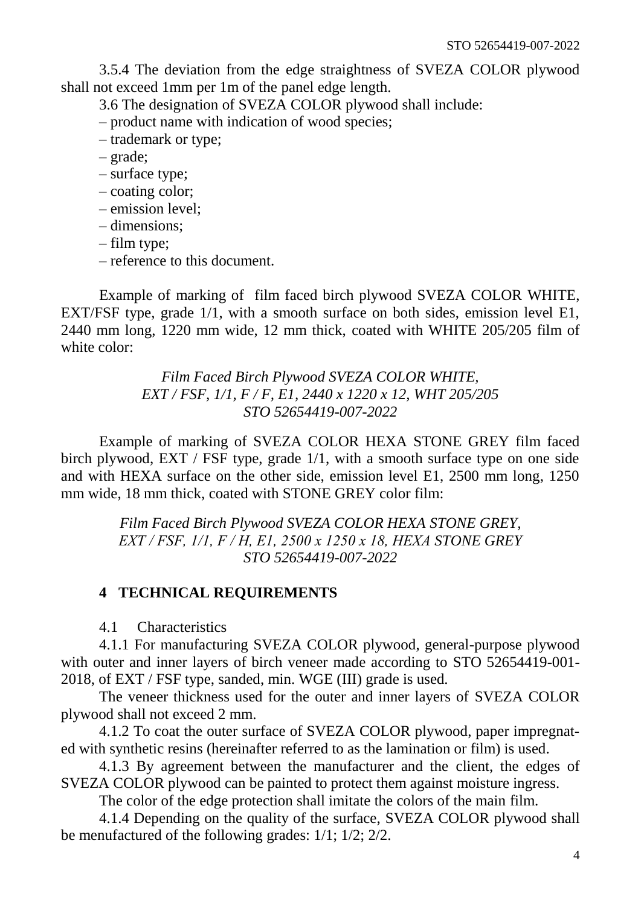3.5.4 The deviation from the edge straightness of SVEZA COLOR plywood shall not exceed 1mm per 1m of the panel edge length.

3.6 The designation of SVEZA COLOR plywood shall include:

– product name with indication of wood species;
– trademark or type;
– grade;
– surface type;
– coating color;
– emission level;
– dimensions;
– film type;
– reference to this document.

Example of marking of film faced birch plywood SVEZA COLOR WHITE, EXT/FSF type, grade 1/1, with a smooth surface on both sides, emission level E1, 2440 mm long, 1220 mm wide, 12 mm thick, coated with WHITE 205/205 film of white color:

*Film Faced Birch Plywood SVEZA COLOR WHITE,*
*EXT / FSF, 1/1, F / F, E1, 2440 x 1220 x 12, WHT 205/205*
*STO 52654419-007-2022*

Example of marking of SVEZA COLOR HEXA STONE GREY film faced birch plywood, EXT / FSF type, grade 1/1, with a smooth surface type on one side and with HEXA surface on the other side, emission level E1, 2500 mm long, 1250 mm wide, 18 mm thick, coated with STONE GREY color film:

*Film Faced Birch Plywood SVEZA COLOR HEXA STONE GREY,*
*EXT / FSF, 1/1, F / H, E1, 2500 x 1250 x 18, HEXA STONE GREY*
*STO 52654419-007-2022*

## 4 TECHNICAL REQUIREMENTS

4.1 Characteristics

4.1.1 For manufacturing SVEZA COLOR plywood, general-purpose plywood with outer and inner layers of birch veneer made according to STO 52654419-001-2018, of EXT / FSF type, sanded, min. WGE (III) grade is used.

The veneer thickness used for the outer and inner layers of SVEZA COLOR plywood shall not exceed 2 mm.

4.1.2 To coat the outer surface of SVEZA COLOR plywood, paper impregnated with synthetic resins (hereinafter referred to as the lamination or film) is used.

4.1.3 By agreement between the manufacturer and the client, the edges of SVEZA COLOR plywood can be painted to protect them against moisture ingress.

The color of the edge protection shall imitate the colors of the main film.

4.1.4 Depending on the quality of the surface, SVEZA COLOR plywood shall be menufactured of the following grades: 1/1; 1/2; 2/2.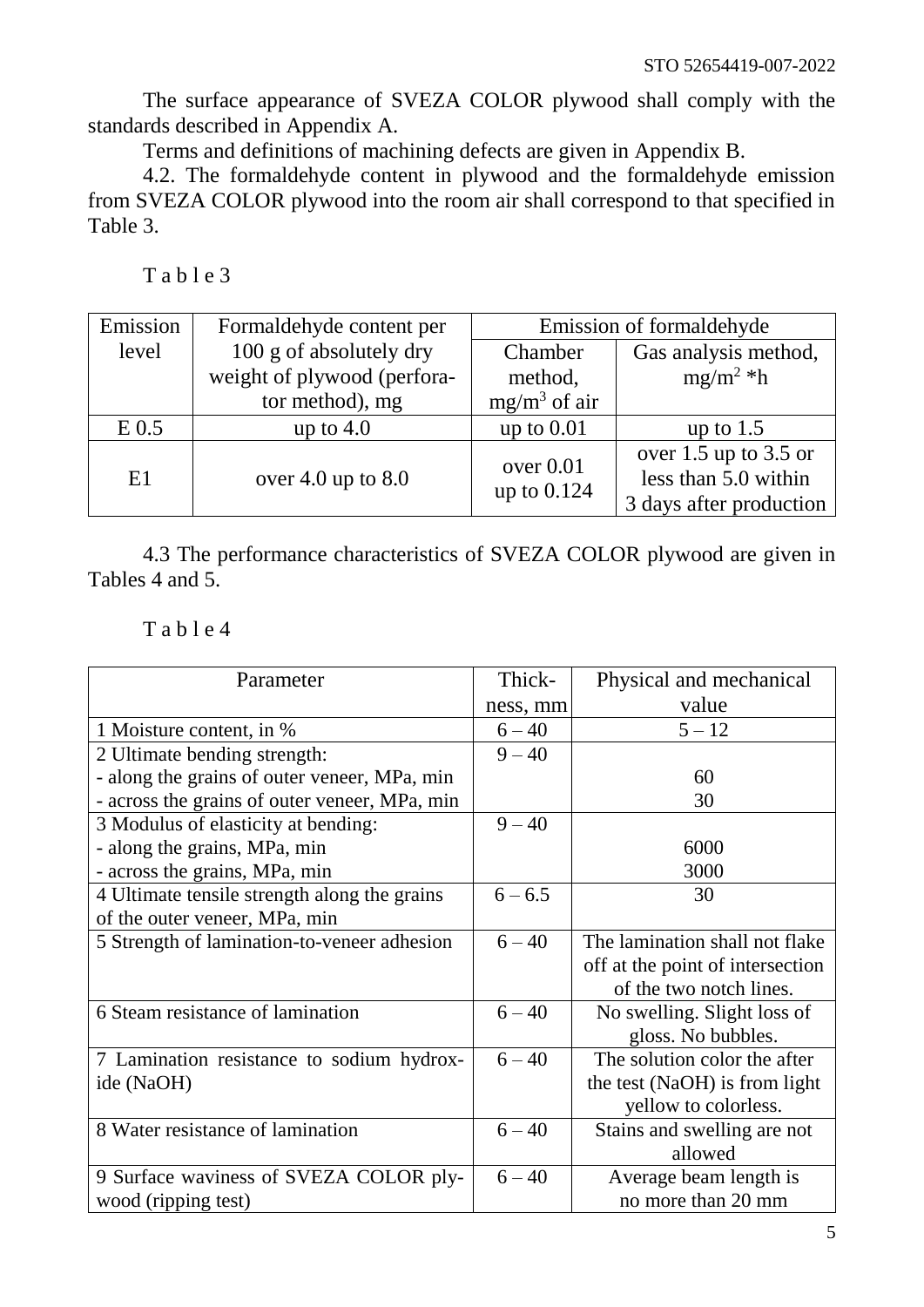The surface appearance of SVEZA COLOR plywood shall comply with the standards described in Appendix A.

Terms and definitions of machining defects are given in Appendix B.

4.2. The formaldehyde content in plywood and the formaldehyde emission from SVEZA COLOR plywood into the room air shall correspond to that specified in Table 3.

T a b l e 3

| Emission level | Formaldehyde content per 100 g of absolutely dry weight of plywood (perforator method), mg | Emission of formaldehyde | |
|---|---|---|---|
| | | Chamber method, $mg/m^3$ of air | Gas analysis method, $mg/m^2$ *h |
| E 0.5 | up to 4.0 | up to 0.01 | up to 1.5 |
| E1 | over 4.0 up to 8.0 | over 0.01 up to 0.124 | over 1.5 up to 3.5 or less than 5.0 within 3 days after production |

4.3 The performance characteristics of SVEZA COLOR plywood are given in Tables 4 and 5.

T a b l e 4

| Parameter | Thickness, mm | Physical and mechanical value |
|---|---|---|
| 1 Moisture content, in % | 6 – 40 | 5 – 12 |
| 2 Ultimate bending strength:<br>- along the grains of outer veneer, MPa, min<br>- across the grains of outer veneer, MPa, min | 9 – 40 | <br>60<br>30 |
| 3 Modulus of elasticity at bending:<br>- along the grains, MPa, min<br>- across the grains, MPa, min | 9 – 40 | <br>6000<br>3000 |
| 4 Ultimate tensile strength along the grains of the outer veneer, MPa, min | 6 – 6.5 | 30 |
| 5 Strength of lamination-to-veneer adhesion | 6 – 40 | The lamination shall not flake off at the point of intersection of the two notch lines. |
| 6 Steam resistance of lamination | 6 – 40 | No swelling. Slight loss of gloss. No bubbles. |
| 7 Lamination resistance to sodium hydroxide (NaOH) | 6 – 40 | The solution color the after the test (NaOH) is from light yellow to colorless. |
| 8 Water resistance of lamination | 6 – 40 | Stains and swelling are not allowed |
| 9 Surface waviness of SVEZA COLOR plywood (ripping test) | 6 – 40 | Average beam length is no more than 20 mm |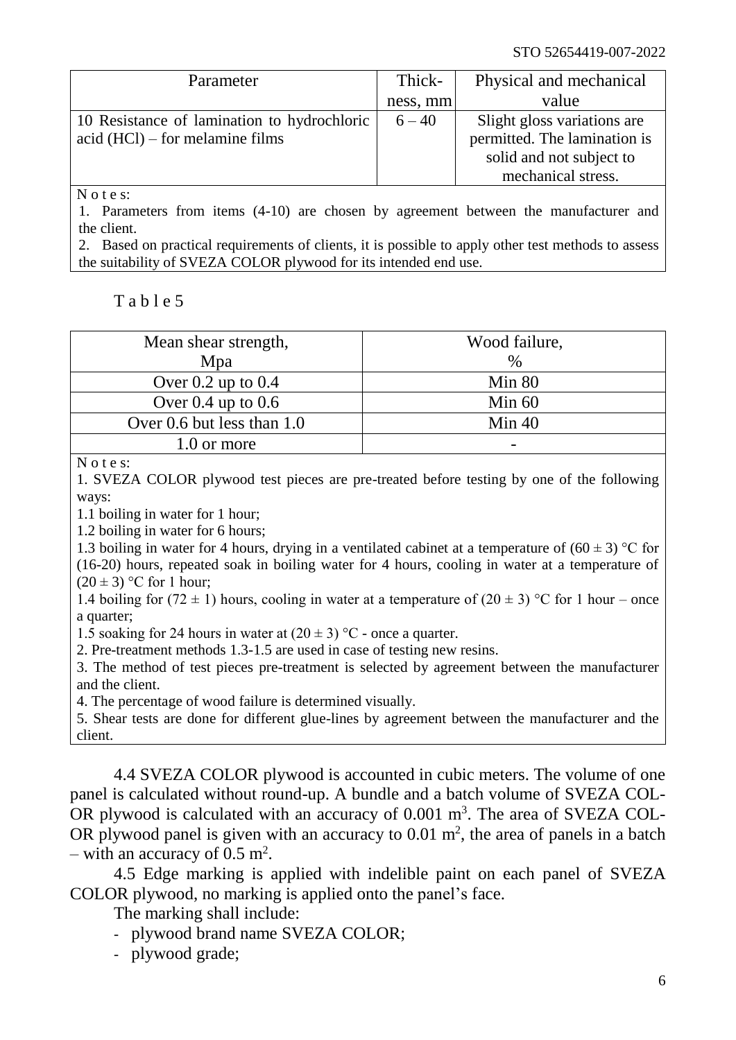| Parameter | Thick-ness, mm | Physical and mechanical value |
|---|---|---|
| 10 Resistance of lamination to hydrochloric acid (HCl) – for melamine films | 6 – 40 | Slight gloss variations are permitted. The lamination is solid and not subject to mechanical stress. |

N o t e s:

1. Parameters from items (4-10) are chosen by agreement between the manufacturer and the client.
2. Based on practical requirements of clients, it is possible to apply other test methods to assess the suitability of SVEZA COLOR plywood for its intended end use.

T a b l e 5

| Mean shear strength, Mpa | Wood failure, % |
|---|---|
| Over 0.2 up to 0.4 | Min 80 |
| Over 0.4 up to 0.6 | Min 60 |
| Over 0.6 but less than 1.0 | Min 40 |
| 1.0 or more | - |

N o t e s:

1. SVEZA COLOR plywood test pieces are pre-treated before testing by one of the following ways:

1.1 boiling in water for 1 hour;

1.2 boiling in water for 6 hours;

1.3 boiling in water for 4 hours, drying in a ventilated cabinet at a temperature of $(60 \pm 3)$ °C for (16-20) hours, repeated soak in boiling water for 4 hours, cooling in water at a temperature of $(20 \pm 3)$ °C for 1 hour;

1.4 boiling for $(72 \pm 1)$ hours, cooling in water at a temperature of $(20 \pm 3)$ °C for 1 hour – once a quarter;

1.5 soaking for 24 hours in water at $(20 \pm 3)$ °C - once a quarter.

2. Pre-treatment methods 1.3-1.5 are used in case of testing new resins.
3. The method of test pieces pre-treatment is selected by agreement between the manufacturer and the client.
4. The percentage of wood failure is determined visually.
5. Shear tests are done for different glue-lines by agreement between the manufacturer and the client.

4.4 SVEZA COLOR plywood is accounted in cubic meters. The volume of one panel is calculated without round-up. A bundle and a batch volume of SVEZA COLOR plywood is calculated with an accuracy of 0.001 m$^3$. The area of SVEZA COLOR plywood panel is given with an accuracy to 0.01 m$^2$, the area of panels in a batch – with an accuracy of 0.5 m$^2$.

4.5 Edge marking is applied with indelible paint on each panel of SVEZA COLOR plywood, no marking is applied onto the panel's face.

The marking shall include:

- plywood brand name SVEZA COLOR;
- plywood grade;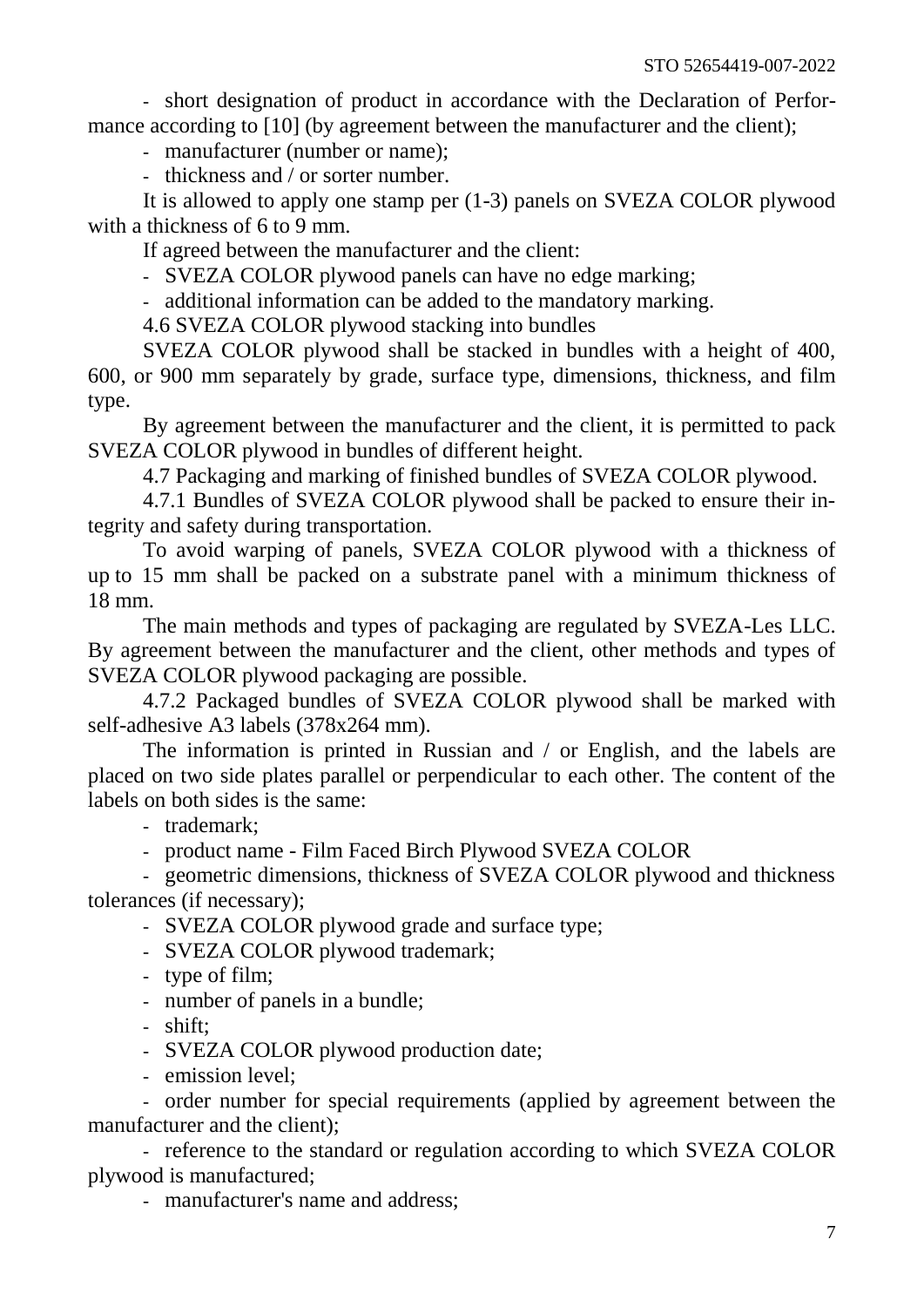- short designation of product in accordance with the Declaration of Performance according to [10] (by agreement between the manufacturer and the client);
- manufacturer (number or name);
- thickness and / or sorter number.

It is allowed to apply one stamp per (1-3) panels on SVEZA COLOR plywood with a thickness of 6 to 9 mm.

If agreed between the manufacturer and the client:

- SVEZA COLOR plywood panels can have no edge marking;
- additional information can be added to the mandatory marking.

4.6 SVEZA COLOR plywood stacking into bundles

SVEZA COLOR plywood shall be stacked in bundles with a height of 400, 600, or 900 mm separately by grade, surface type, dimensions, thickness, and film type.

By agreement between the manufacturer and the client, it is permitted to pack SVEZA COLOR plywood in bundles of different height.

4.7 Packaging and marking of finished bundles of SVEZA COLOR plywood.

4.7.1 Bundles of SVEZA COLOR plywood shall be packed to ensure their integrity and safety during transportation.

To avoid warping of panels, SVEZA COLOR plywood with a thickness of up to 15 mm shall be packed on a substrate panel with a minimum thickness of 18 mm.

The main methods and types of packaging are regulated by SVEZA-Les LLC. By agreement between the manufacturer and the client, other methods and types of SVEZA COLOR plywood packaging are possible.

4.7.2 Packaged bundles of SVEZA COLOR plywood shall be marked with self-adhesive A3 labels (378x264 mm).

The information is printed in Russian and / or English, and the labels are placed on two side plates parallel or perpendicular to each other. The content of the labels on both sides is the same:

- trademark;
- product name - Film Faced Birch Plywood SVEZA COLOR
- geometric dimensions, thickness of SVEZA COLOR plywood and thickness tolerances (if necessary);
- SVEZA COLOR plywood grade and surface type;
- SVEZA COLOR plywood trademark;
- type of film;
- number of panels in a bundle;
- shift;
- SVEZA COLOR plywood production date;
- emission level;
- order number for special requirements (applied by agreement between the manufacturer and the client);
- reference to the standard or regulation according to which SVEZA COLOR plywood is manufactured;
- manufacturer's name and address;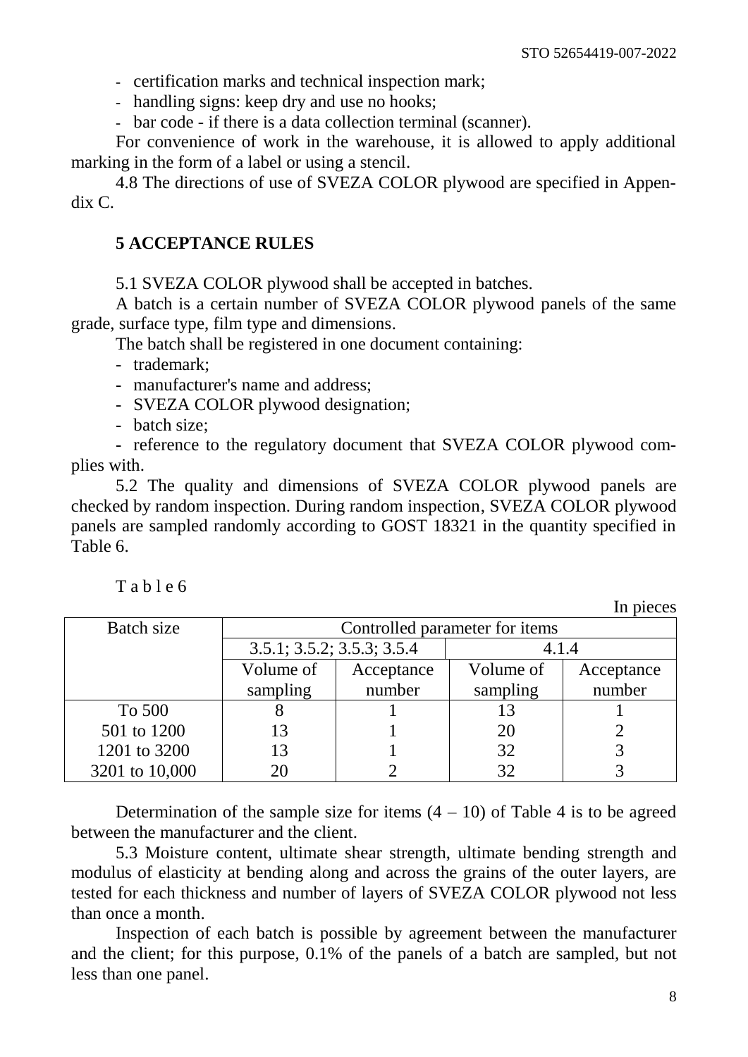- certification marks and technical inspection mark;
- handling signs: keep dry and use no hooks;
- bar code - if there is a data collection terminal (scanner).

For convenience of work in the warehouse, it is allowed to apply additional marking in the form of a label or using a stencil.

4.8 The directions of use of SVEZA COLOR plywood are specified in Appendix C.

## 5 ACCEPTANCE RULES

5.1 SVEZA COLOR plywood shall be accepted in batches.

A batch is a certain number of SVEZA COLOR plywood panels of the same grade, surface type, film type and dimensions.

The batch shall be registered in one document containing:

- trademark;
- manufacturer's name and address;
- SVEZA COLOR plywood designation;
- batch size;
- reference to the regulatory document that SVEZA COLOR plywood complies with.

5.2 The quality and dimensions of SVEZA COLOR plywood panels are checked by random inspection. During random inspection, SVEZA COLOR plywood panels are sampled randomly according to GOST 18321 in the quantity specified in Table 6.

Table 6

In pieces

| Batch size | Controlled parameter for items | | | |
|---|---|---|---|---|
| | 3.5.1; 3.5.2; 3.5.3; 3.5.4 | | 4.1.4 | |
| | Volume of sampling | Acceptance number | Volume of sampling | Acceptance number |
| To 500 | 8 | 1 | 13 | 1 |
| 501 to 1200 | 13 | 1 | 20 | 2 |
| 1201 to 3200 | 13 | 1 | 32 | 3 |
| 3201 to 10,000 | 20 | 2 | 32 | 3 |

Determination of the sample size for items (4 – 10) of Table 4 is to be agreed between the manufacturer and the client.

5.3 Moisture content, ultimate shear strength, ultimate bending strength and modulus of elasticity at bending along and across the grains of the outer layers, are tested for each thickness and number of layers of SVEZA COLOR plywood not less than once a month.

Inspection of each batch is possible by agreement between the manufacturer and the client; for this purpose, 0.1% of the panels of a batch are sampled, but not less than one panel.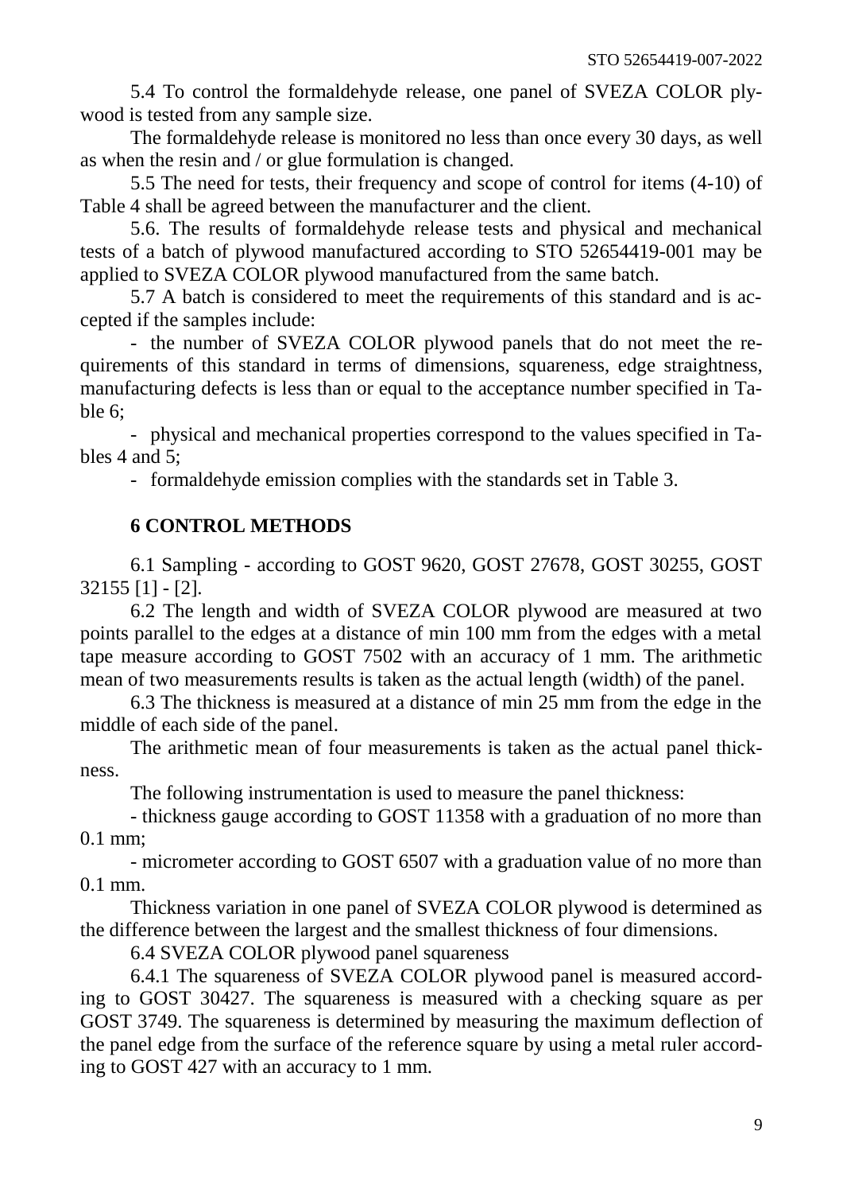5.4 To control the formaldehyde release, one panel of SVEZA COLOR plywood is tested from any sample size.

The formaldehyde release is monitored no less than once every 30 days, as well as when the resin and / or glue formulation is changed.

5.5 The need for tests, their frequency and scope of control for items (4-10) of Table 4 shall be agreed between the manufacturer and the client.

5.6. The results of formaldehyde release tests and physical and mechanical tests of a batch of plywood manufactured according to STO 52654419-001 may be applied to SVEZA COLOR plywood manufactured from the same batch.

5.7 A batch is considered to meet the requirements of this standard and is accepted if the samples include:

- the number of SVEZA COLOR plywood panels that do not meet the requirements of this standard in terms of dimensions, squareness, edge straightness, manufacturing defects is less than or equal to the acceptance number specified in Table 6;
- physical and mechanical properties correspond to the values specified in Tables 4 and 5;
- formaldehyde emission complies with the standards set in Table 3.

## 6 CONTROL METHODS

6.1 Sampling - according to GOST 9620, GOST 27678, GOST 30255, GOST 32155 [1] - [2].

6.2 The length and width of SVEZA COLOR plywood are measured at two points parallel to the edges at a distance of min 100 mm from the edges with a metal tape measure according to GOST 7502 with an accuracy of 1 mm. The arithmetic mean of two measurements results is taken as the actual length (width) of the panel.

6.3 The thickness is measured at a distance of min 25 mm from the edge in the middle of each side of the panel.

The arithmetic mean of four measurements is taken as the actual panel thickness.

The following instrumentation is used to measure the panel thickness:

- thickness gauge according to GOST 11358 with a graduation of no more than 0.1 mm;
- micrometer according to GOST 6507 with a graduation value of no more than 0.1 mm.

Thickness variation in one panel of SVEZA COLOR plywood is determined as the difference between the largest and the smallest thickness of four dimensions.

6.4 SVEZA COLOR plywood panel squareness

6.4.1 The squareness of SVEZA COLOR plywood panel is measured according to GOST 30427. The squareness is measured with a checking square as per GOST 3749. The squareness is determined by measuring the maximum deflection of the panel edge from the surface of the reference square by using a metal ruler according to GOST 427 with an accuracy to 1 mm.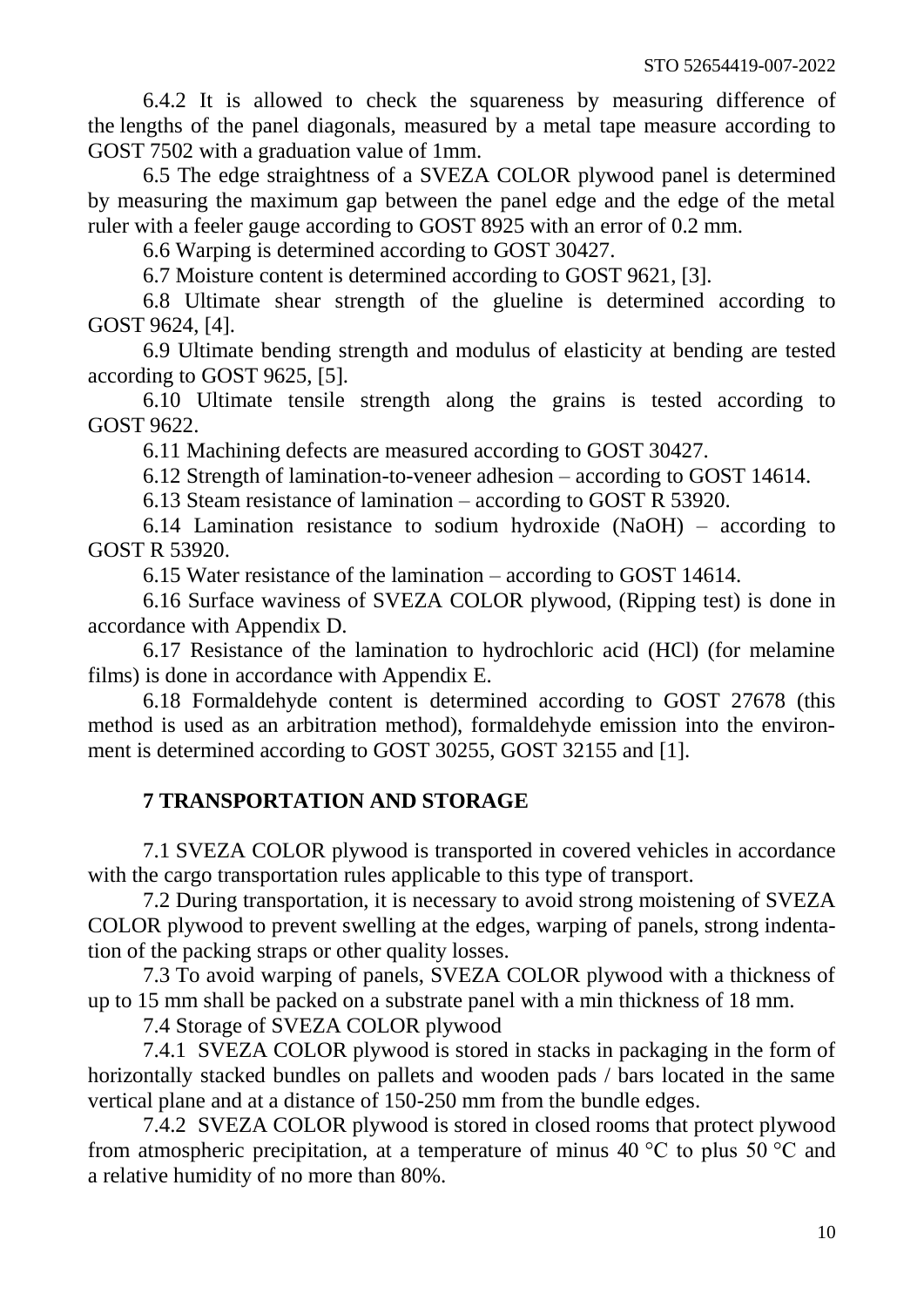6.4.2 It is allowed to check the squareness by measuring difference of the lengths of the panel diagonals, measured by a metal tape measure according to GOST 7502 with a graduation value of 1mm.

6.5 The edge straightness of a SVEZA COLOR plywood panel is determined by measuring the maximum gap between the panel edge and the edge of the metal ruler with a feeler gauge according to GOST 8925 with an error of 0.2 mm.

6.6 Warping is determined according to GOST 30427.

6.7 Moisture content is determined according to GOST 9621, [3].

6.8 Ultimate shear strength of the glueline is determined according to GOST 9624, [4].

6.9 Ultimate bending strength and modulus of elasticity at bending are tested according to GOST 9625, [5].

6.10 Ultimate tensile strength along the grains is tested according to GOST 9622.

6.11 Machining defects are measured according to GOST 30427.

6.12 Strength of lamination-to-veneer adhesion – according to GOST 14614.

6.13 Steam resistance of lamination – according to GOST R 53920.

6.14 Lamination resistance to sodium hydroxide ($NaOH$) – according to GOST R 53920.

6.15 Water resistance of the lamination – according to GOST 14614.

6.16 Surface waviness of SVEZA COLOR plywood, (Ripping test) is done in accordance with Appendix D.

6.17 Resistance of the lamination to hydrochloric acid ($HCl$) (for melamine films) is done in accordance with Appendix E.

6.18 Formaldehyde content is determined according to GOST 27678 (this method is used as an arbitration method), formaldehyde emission into the environment is determined according to GOST 30255, GOST 32155 and [1].

## 7 TRANSPORTATION AND STORAGE

7.1 SVEZA COLOR plywood is transported in covered vehicles in accordance with the cargo transportation rules applicable to this type of transport.

7.2 During transportation, it is necessary to avoid strong moistening of SVEZA COLOR plywood to prevent swelling at the edges, warping of panels, strong indentation of the packing straps or other quality losses.

7.3 To avoid warping of panels, SVEZA COLOR plywood with a thickness of up to 15 mm shall be packed on a substrate panel with a min thickness of 18 mm.

7.4 Storage of SVEZA COLOR plywood

7.4.1 SVEZA COLOR plywood is stored in stacks in packaging in the form of horizontally stacked bundles on pallets and wooden pads / bars located in the same vertical plane and at a distance of 150-250 mm from the bundle edges.

7.4.2 SVEZA COLOR plywood is stored in closed rooms that protect plywood from atmospheric precipitation, at a temperature of minus 40 °C to plus 50 °C and a relative humidity of no more than 80%.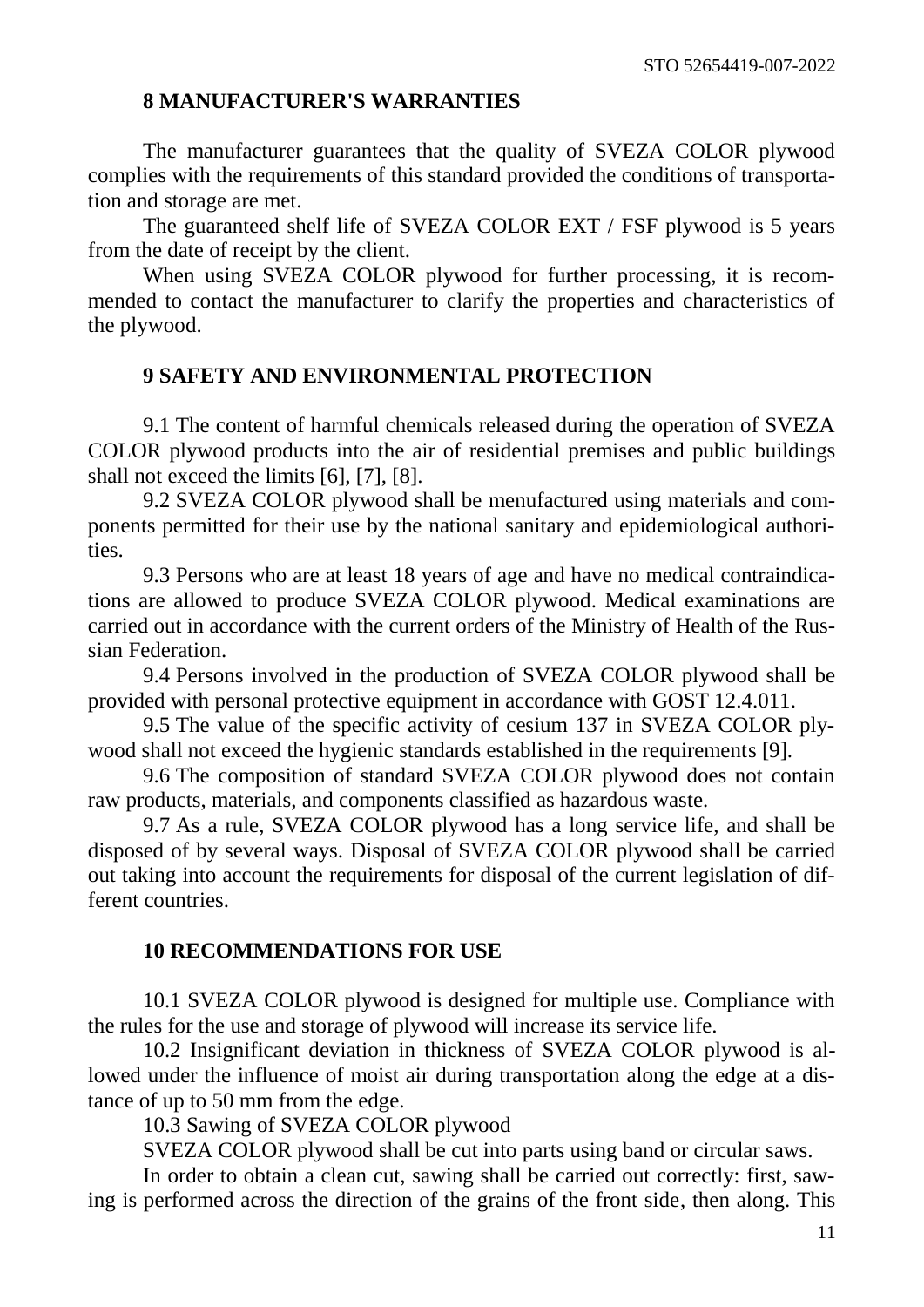## 8 MANUFACTURER'S WARRANTIES

The manufacturer guarantees that the quality of SVEZA COLOR plywood complies with the requirements of this standard provided the conditions of transportation and storage are met.

The guaranteed shelf life of SVEZA COLOR EXT / FSF plywood is 5 years from the date of receipt by the client.

When using SVEZA COLOR plywood for further processing, it is recommended to contact the manufacturer to clarify the properties and characteristics of the plywood.

## 9 SAFETY AND ENVIRONMENTAL PROTECTION

9.1 The content of harmful chemicals released during the operation of SVEZA COLOR plywood products into the air of residential premises and public buildings shall not exceed the limits [6], [7], [8].

9.2 SVEZA COLOR plywood shall be menufactured using materials and components permitted for their use by the national sanitary and epidemiological authorities.

9.3 Persons who are at least 18 years of age and have no medical contraindications are allowed to produce SVEZA COLOR plywood. Medical examinations are carried out in accordance with the current orders of the Ministry of Health of the Russian Federation.

9.4 Persons involved in the production of SVEZA COLOR plywood shall be provided with personal protective equipment in accordance with GOST 12.4.011.

9.5 The value of the specific activity of cesium 137 in SVEZA COLOR plywood shall not exceed the hygienic standards established in the requirements [9].

9.6 The composition of standard SVEZA COLOR plywood does not contain raw products, materials, and components classified as hazardous waste.

9.7 As a rule, SVEZA COLOR plywood has a long service life, and shall be disposed of by several ways. Disposal of SVEZA COLOR plywood shall be carried out taking into account the requirements for disposal of the current legislation of different countries.

## 10 RECOMMENDATIONS FOR USE

10.1 SVEZA COLOR plywood is designed for multiple use. Compliance with the rules for the use and storage of plywood will increase its service life.

10.2 Insignificant deviation in thickness of SVEZA COLOR plywood is allowed under the influence of moist air during transportation along the edge at a distance of up to 50 mm from the edge.

10.3 Sawing of SVEZA COLOR plywood

SVEZA COLOR plywood shall be cut into parts using band or circular saws.

In order to obtain a clean cut, sawing shall be carried out correctly: first, sawing is performed across the direction of the grains of the front side, then along. This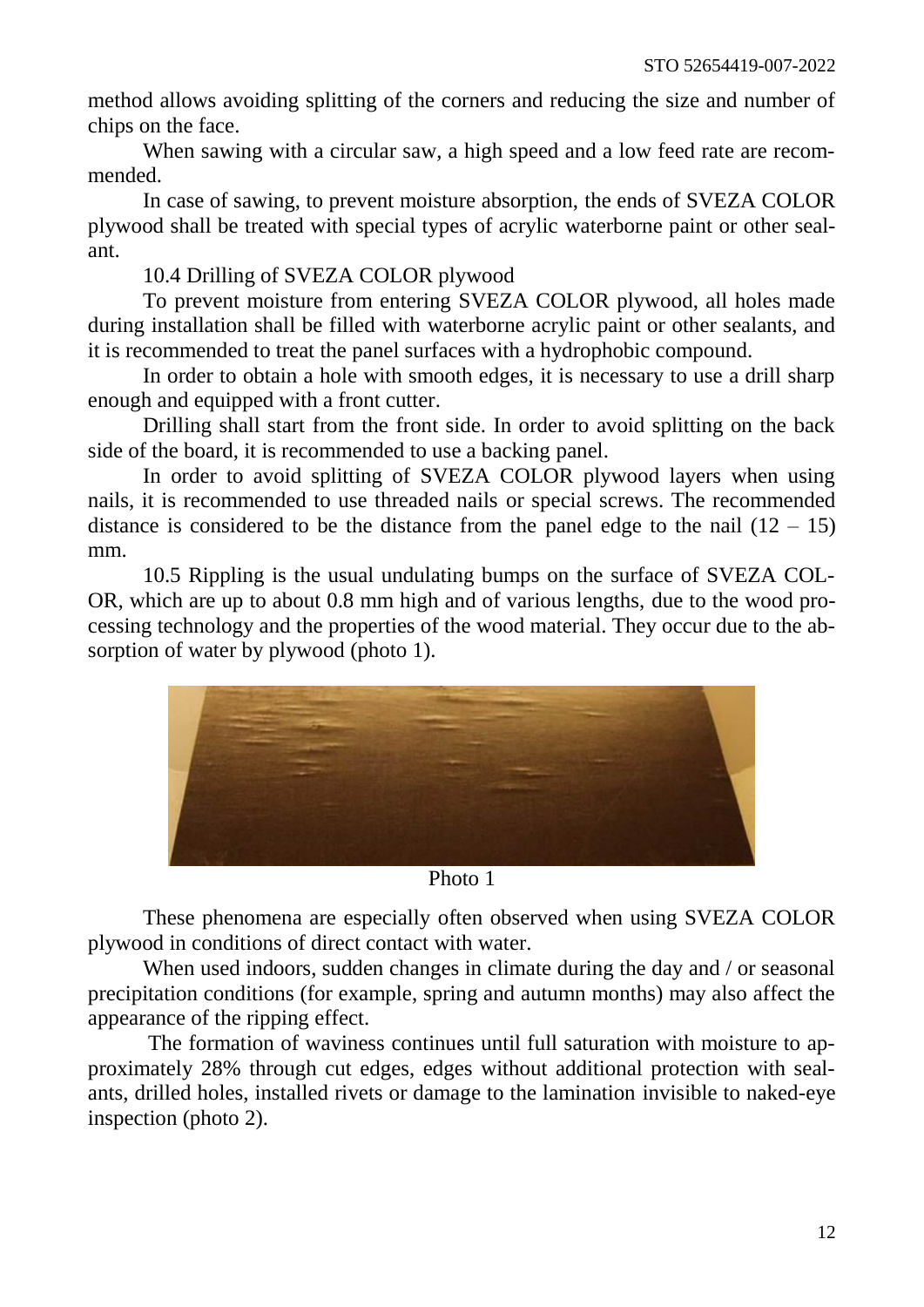method allows avoiding splitting of the corners and reducing the size and number of chips on the face.

When sawing with a circular saw, a high speed and a low feed rate are recommended.

In case of sawing, to prevent moisture absorption, the ends of SVEZA COLOR plywood shall be treated with special types of acrylic waterborne paint or other sealant.

10.4 Drilling of SVEZA COLOR plywood

To prevent moisture from entering SVEZA COLOR plywood, all holes made during installation shall be filled with waterborne acrylic paint or other sealants, and it is recommended to treat the panel surfaces with a hydrophobic compound.

In order to obtain a hole with smooth edges, it is necessary to use a drill sharp enough and equipped with a front cutter.

Drilling shall start from the front side. In order to avoid splitting on the back side of the board, it is recommended to use a backing panel.

In order to avoid splitting of SVEZA COLOR plywood layers when using nails, it is recommended to use threaded nails or special screws. The recommended distance is considered to be the distance from the panel edge to the nail (12 – 15) mm.

10.5 Rippling is the usual undulating bumps on the surface of SVEZA COLOR, which are up to about 0.8 mm high and of various lengths, due to the wood processing technology and the properties of the wood material. They occur due to the absorption of water by plywood (photo 1).

Photo 1

These phenomena are especially often observed when using SVEZA COLOR plywood in conditions of direct contact with water.

When used indoors, sudden changes in climate during the day and / or seasonal precipitation conditions (for example, spring and autumn months) may also affect the appearance of the ripping effect.

The formation of waviness continues until full saturation with moisture to approximately 28% through cut edges, edges without additional protection with sealants, drilled holes, installed rivets or damage to the lamination invisible to naked-eye inspection (photo 2).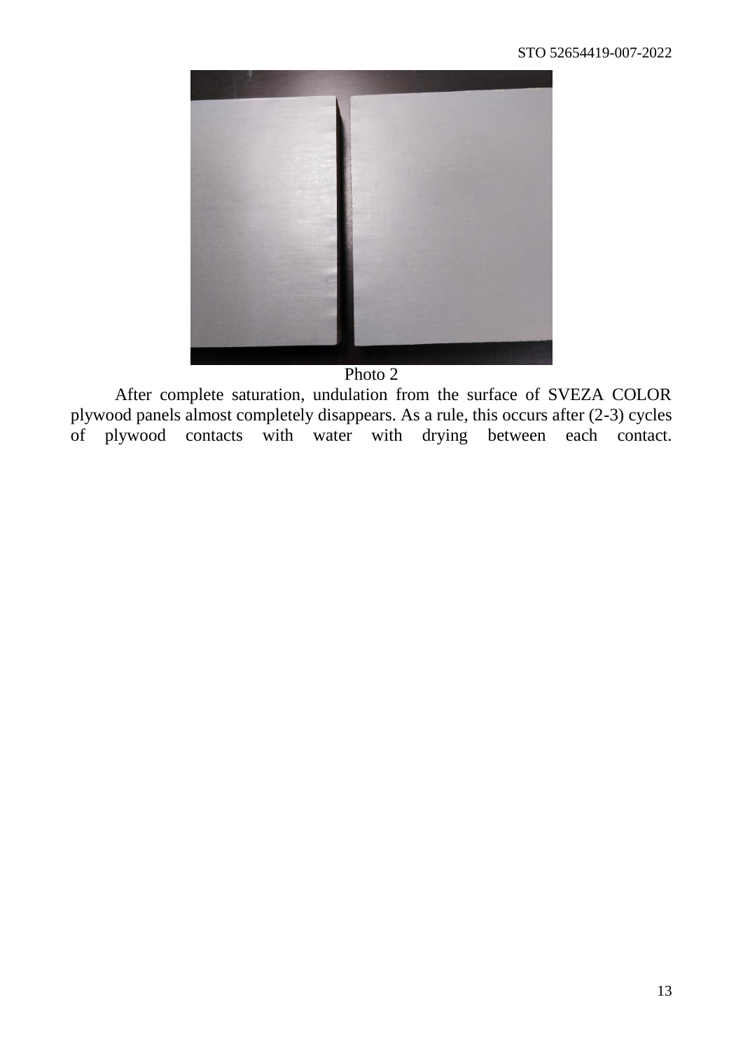Photo 2

After complete saturation, undulation from the surface of SVEZA COLOR plywood panels almost completely disappears. As a rule, this occurs after (2-3) cycles of plywood contacts with water with drying between each contact.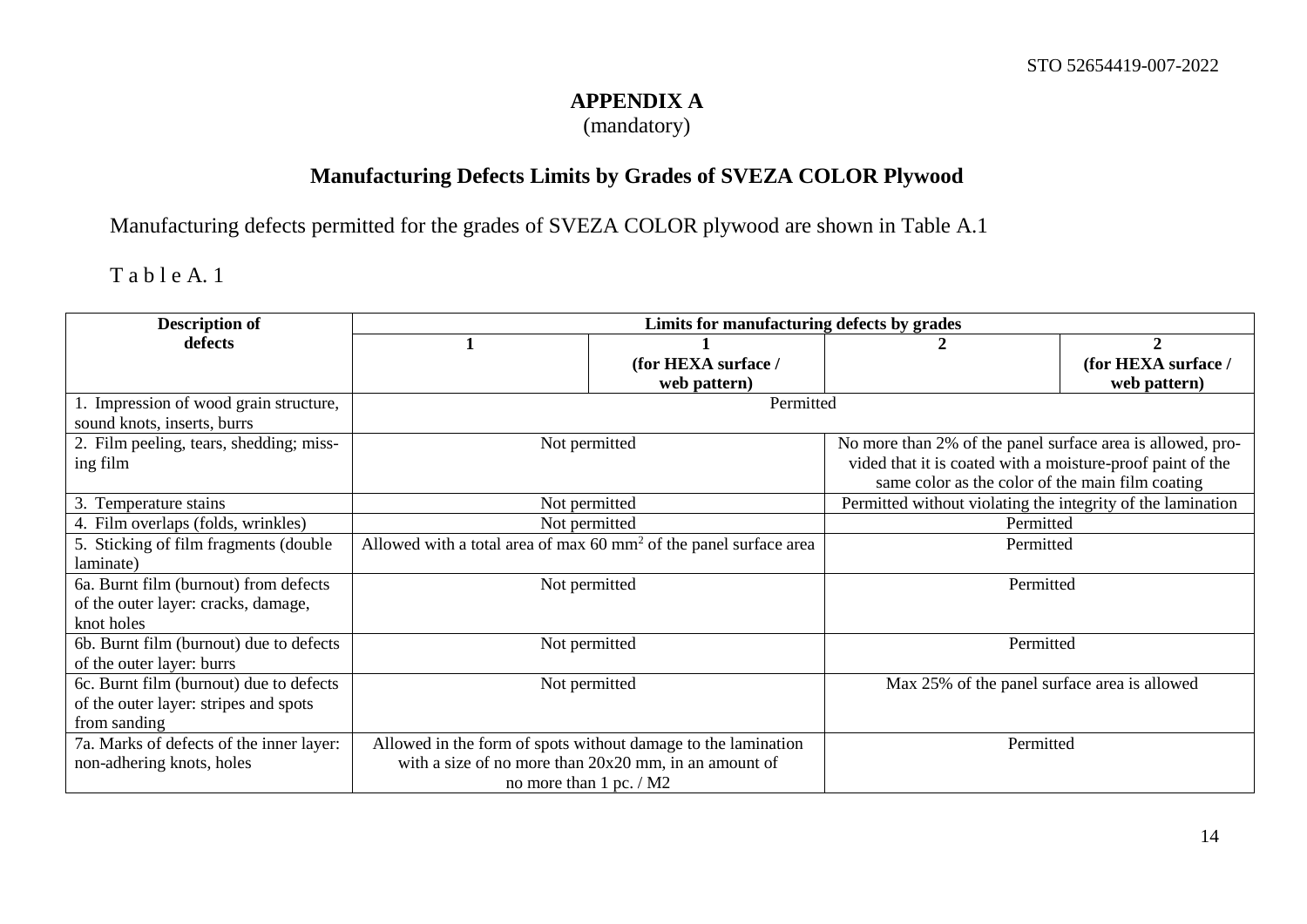## APPENDIX A
(mandatory)

## Manufacturing Defects Limits by Grades of SVEZA COLOR Plywood

Manufacturing defects permitted for the grades of SVEZA COLOR plywood are shown in Table A.1

T a b l e A. 1

| Description of defects | Limits for manufacturing defects by grades | | | |
|---|---|---|---|---|
| | **1** | **1 (for HEXA surface / web pattern)** | **2** | **2 (for HEXA surface / web pattern)** |
| 1. Impression of wood grain structure, sound knots, inserts, burrs | Permitted | | | |
| 2. Film peeling, tears, shedding; missing film | Not permitted | | No more than 2% of the panel surface area is allowed, provided that it is coated with a moisture-proof paint of the same color as the color of the main film coating | |
| 3. Temperature stains | Not permitted | | Permitted without violating the integrity of the lamination | |
| 4. Film overlaps (folds, wrinkles) | Not permitted | | Permitted | |
| 5. Sticking of film fragments (double laminate) | Allowed with a total area of max 60 $mm^2$ of the panel surface area | | Permitted | |
| 6a. Burnt film (burnout) from defects of the outer layer: cracks, damage, knot holes | Not permitted | | Permitted | |
| 6b. Burnt film (burnout) due to defects of the outer layer: burrs | Not permitted | | Permitted | |
| 6c. Burnt film (burnout) due to defects of the outer layer: stripes and spots from sanding | Not permitted | | Max 25% of the panel surface area is allowed | |
| 7a. Marks of defects of the inner layer: non-adhering knots, holes | Allowed in the form of spots without damage to the lamination with a size of no more than 20x20 mm, in an amount of no more than 1 pc. / M2 | | Permitted | |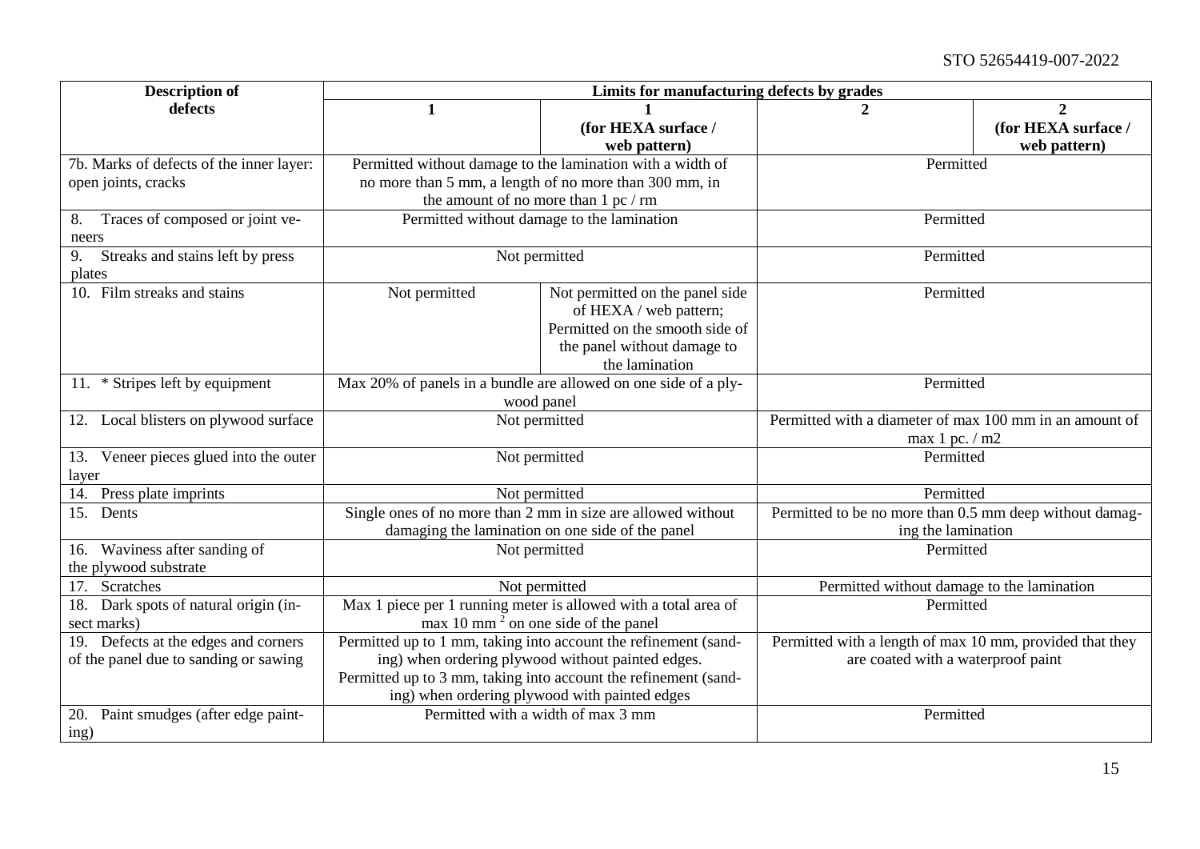| Description of defects | Limits for manufacturing defects by grades | | | |
|---|---|---|---|---|
| | 1 | 1 (for HEXA surface / web pattern) | 2 | 2 (for HEXA surface / web pattern) |
| 7b. Marks of defects of the inner layer: open joints, cracks | Permitted without damage to the lamination with a width of no more than 5 mm, a length of no more than 300 mm, in the amount of no more than 1 pc / rm | | Permitted | |
| 8. Traces of composed or joint veneers | Permitted without damage to the lamination | | Permitted | |
| 9. Streaks and stains left by press plates | Not permitted | | Permitted | |
| 10. Film streaks and stains | Not permitted | Not permitted on the panel side of HEXA / web pattern; Permitted on the smooth side of the panel without damage to the lamination | Permitted | |
| 11. * Stripes left by equipment | Max 20% of panels in a bundle are allowed on one side of a plywood panel | | Permitted | |
| 12. Local blisters on plywood surface | Not permitted | | Permitted with a diameter of max 100 mm in an amount of max 1 pc. / m2 | |
| 13. Veneer pieces glued into the outer layer | Not permitted | | Permitted | |
| 14. Press plate imprints | Not permitted | | Permitted | |
| 15. Dents | Single ones of no more than 2 mm in size are allowed without damaging the lamination on one side of the panel | | Permitted to be no more than 0.5 mm deep without damaging the lamination | |
| 16. Waviness after sanding of the plywood substrate | Not permitted | | Permitted | |
| 17. Scratches | Not permitted | | Permitted without damage to the lamination | |
| 18. Dark spots of natural origin (insect marks) | Max 1 piece per 1 running meter is allowed with a total area of max 10 mm $^2$ on one side of the panel | | Permitted | |
| 19. Defects at the edges and corners of the panel due to sanding or sawing | Permitted up to 1 mm, taking into account the refinement (sanding) when ordering plywood without painted edges. Permitted up to 3 mm, taking into account the refinement (sanding) when ordering plywood with painted edges | | Permitted with a length of max 10 mm, provided that they are coated with a waterproof paint | |
| 20. Paint smudges (after edge painting) | Permitted with a width of max 3 mm | | Permitted | |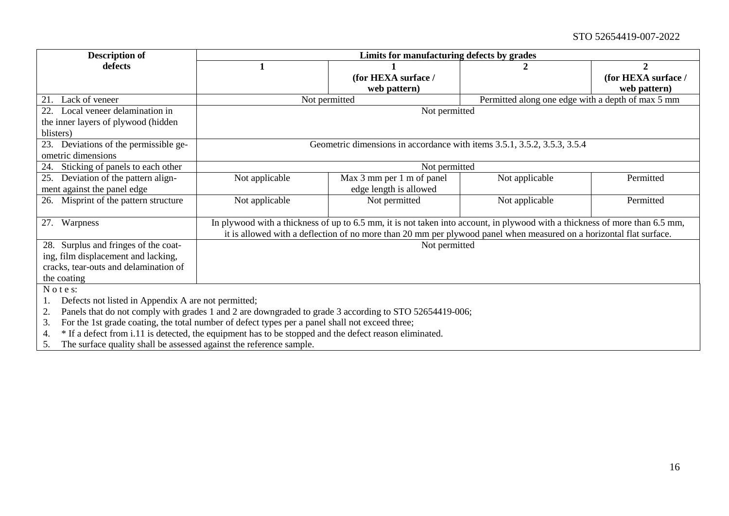| Description of defects | Limits for manufacturing defects by grades | | | |
|---|---|---|---|---|
| | **1** | **1 (for HEXA surface / web pattern)** | **2** | **2 (for HEXA surface / web pattern)** |
| 21. Lack of veneer | Not permitted | | Permitted along one edge with a depth of max 5 mm | |
| 22. Local veneer delamination in the inner layers of plywood (hidden blisters) | Not permitted | | | |
| 23. Deviations of the permissible geometric dimensions | Geometric dimensions in accordance with items 3.5.1, 3.5.2, 3.5.3, 3.5.4 | | | |
| 24. Sticking of panels to each other | Not permitted | | | |
| 25. Deviation of the pattern alignment against the panel edge | Not applicable | Max 3 mm per 1 m of panel edge length is allowed | Not applicable | Permitted |
| 26. Misprint of the pattern structure | Not applicable | Not permitted | Not applicable | Permitted |
| 27. Warpness | In plywood with a thickness of up to 6.5 mm, it is not taken into account, in plywood with a thickness of more than 6.5 mm, it is allowed with a deflection of no more than 20 mm per plywood panel when measured on a horizontal flat surface. | | | |
| 28. Surplus and fringes of the coating, film displacement and lacking, cracks, tear-outs and delamination of the coating | Not permitted | | | |

N o t e s:

1. Defects not listed in Appendix A are not permitted;
2. Panels that do not comply with grades 1 and 2 are downgraded to grade 3 according to STO 52654419-006;
3. For the 1st grade coating, the total number of defect types per a panel shall not exceed three;
4. * If a defect from i.11 is detected, the equipment has to be stopped and the defect reason eliminated.
5. The surface quality shall be assessed against the reference sample.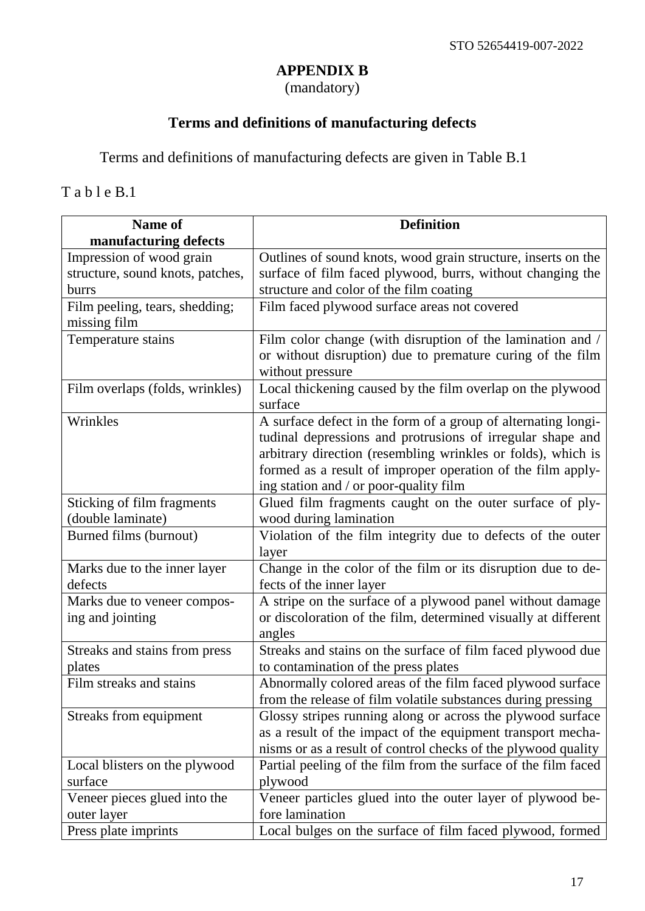# APPENDIX B
(mandatory)

## Terms and definitions of manufacturing defects

Terms and definitions of manufacturing defects are given in Table B.1

T a b l e B.1

| Name of manufacturing defects | Definition |
|---|---|
| Impression of wood grain structure, sound knots, patches, burrs | Outlines of sound knots, wood grain structure, inserts on the surface of film faced plywood, burrs, without changing the structure and color of the film coating |
| Film peeling, tears, shedding; missing film | Film faced plywood surface areas not covered |
| Temperature stains | Film color change (with disruption of the lamination and / or without disruption) due to premature curing of the film without pressure |
| Film overlaps (folds, wrinkles) | Local thickening caused by the film overlap on the plywood surface |
| Wrinkles | A surface defect in the form of a group of alternating longitudinal depressions and protrusions of irregular shape and arbitrary direction (resembling wrinkles or folds), which is formed as a result of improper operation of the film applying station and / or poor-quality film |
| Sticking of film fragments (double laminate) | Glued film fragments caught on the outer surface of plywood during lamination |
| Burned films (burnout) | Violation of the film integrity due to defects of the outer layer |
| Marks due to the inner layer defects | Change in the color of the film or its disruption due to defects of the inner layer |
| Marks due to veneer composing and jointing | A stripe on the surface of a plywood panel without damage or discoloration of the film, determined visually at different angles |
| Streaks and stains from press plates | Streaks and stains on the surface of film faced plywood due to contamination of the press plates |
| Film streaks and stains | Abnormally colored areas of the film faced plywood surface from the release of film volatile substances during pressing |
| Streaks from equipment | Glossy stripes running along or across the plywood surface as a result of the impact of the equipment transport mechanisms or as a result of control checks of the plywood quality |
| Local blisters on the plywood surface | Partial peeling of the film from the surface of the film faced plywood |
| Veneer pieces glued into the outer layer | Veneer particles glued into the outer layer of plywood before lamination |
| Press plate imprints | Local bulges on the surface of film faced plywood, formed |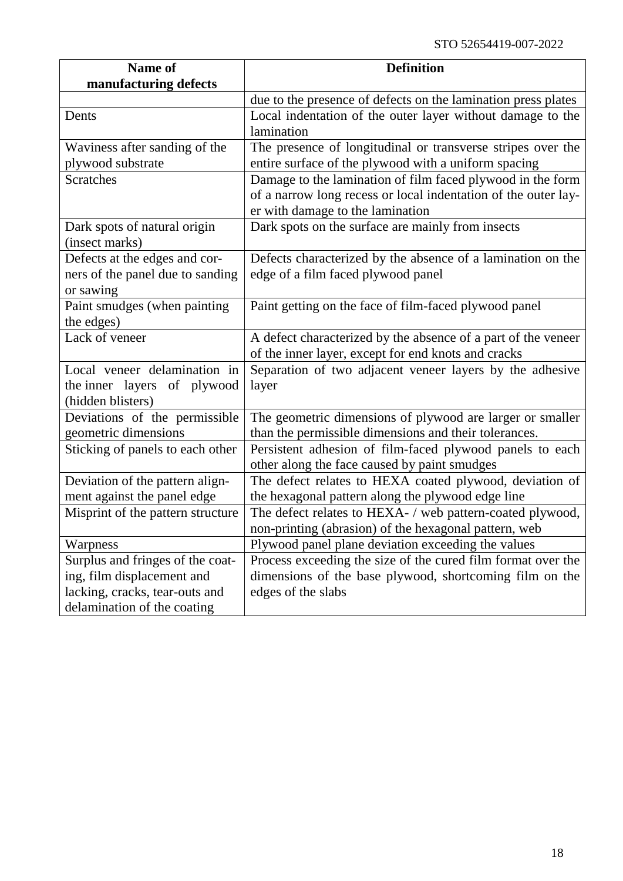| Name of manufacturing defects | Definition |
|---|---|
| | due to the presence of defects on the lamination press plates |
| Dents | Local indentation of the outer layer without damage to the lamination |
| Waviness after sanding of the plywood substrate | The presence of longitudinal or transverse stripes over the entire surface of the plywood with a uniform spacing |
| Scratches | Damage to the lamination of film faced plywood in the form of a narrow long recess or local indentation of the outer layer with damage to the lamination |
| Dark spots of natural origin (insect marks) | Dark spots on the surface are mainly from insects |
| Defects at the edges and corners of the panel due to sanding or sawing | Defects characterized by the absence of a lamination on the edge of a film faced plywood panel |
| Paint smudges (when painting the edges) | Paint getting on the face of film-faced plywood panel |
| Lack of veneer | A defect characterized by the absence of a part of the veneer of the inner layer, except for end knots and cracks |
| Local veneer delamination in the inner layers of plywood (hidden blisters) | Separation of two adjacent veneer layers by the adhesive layer |
| Deviations of the permissible geometric dimensions | The geometric dimensions of plywood are larger or smaller than the permissible dimensions and their tolerances. |
| Sticking of panels to each other | Persistent adhesion of film-faced plywood panels to each other along the face caused by paint smudges |
| Deviation of the pattern alignment against the panel edge | The defect relates to HEXA coated plywood, deviation of the hexagonal pattern along the plywood edge line |
| Misprint of the pattern structure | The defect relates to HEXA- / web pattern-coated plywood, non-printing (abrasion) of the hexagonal pattern, web |
| Warpness | Plywood panel plane deviation exceeding the values |
| Surplus and fringes of the coating, film displacement and lacking, cracks, tear-outs and delamination of the coating | Process exceeding the size of the cured film format over the dimensions of the base plywood, shortcoming film on the edges of the slabs |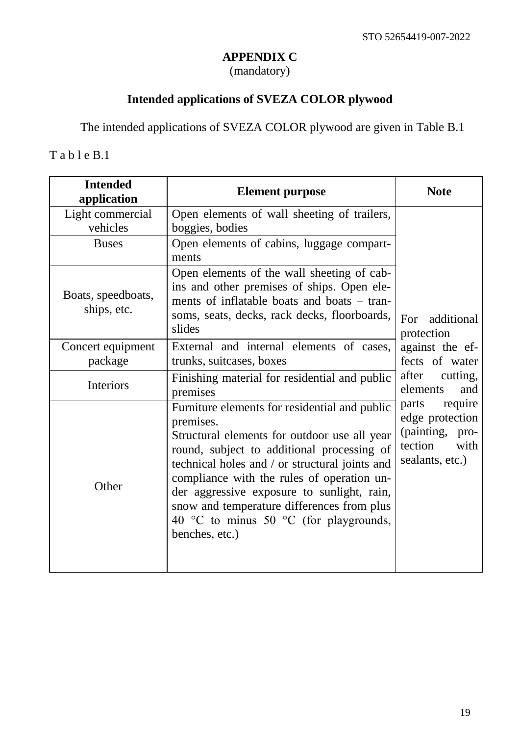# APPENDIX C
(mandatory)

## Intended applications of SVEZA COLOR plywood

The intended applications of SVEZA COLOR plywood are given in Table B.1

T a b l e B.1

| Intended application | Element purpose | Note |
|---|---|---|
| Light commercial vehicles | Open elements of wall sheeting of trailers, boggies, bodies | For additional protection against the effects of water after cutting, elements and parts require edge protection (painting, protection with sealants, etc.) |
| Buses | Open elements of cabins, luggage compartments | |
| Boats, speedboats, ships, etc. | Open elements of the wall sheeting of cabins and other premises of ships. Open elements of inflatable boats and boats – transoms, seats, decks, rack decks, floorboards, slides | |
| Concert equipment package | External and internal elements of cases, trunks, suitcases, boxes | |
| Interiors | Finishing material for residential and public premises | |
| Other | Furniture elements for residential and public premises.<br>Structural elements for outdoor use all year round, subject to additional processing of technical holes and / or structural joints and compliance with the rules of operation under aggressive exposure to sunlight, rain, snow and temperature differences from plus 40 °C to minus 50 °C (for playgrounds, benches, etc.) | |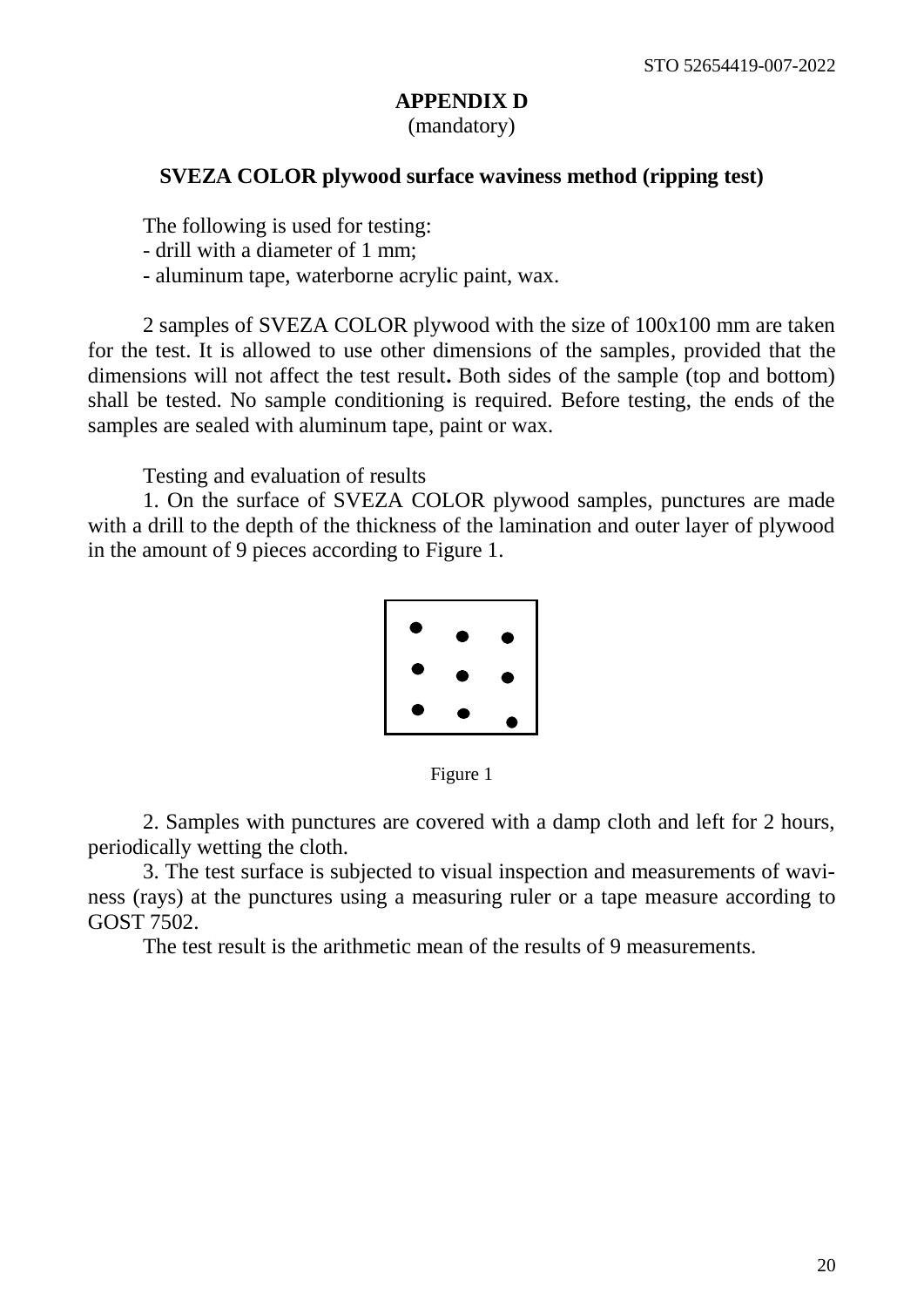# APPENDIX D

(mandatory)

## SVEZA COLOR plywood surface waviness method (ripping test)

The following is used for testing:

- drill with a diameter of 1 mm;
- aluminum tape, waterborne acrylic paint, wax.

2 samples of SVEZA COLOR plywood with the size of 100x100 mm are taken for the test. It is allowed to use other dimensions of the samples, provided that the dimensions will not affect the test result**.** Both sides of the sample (top and bottom) shall be tested. No sample conditioning is required. Before testing, the ends of the samples are sealed with aluminum tape, paint or wax.

Testing and evaluation of results

1. On the surface of SVEZA COLOR plywood samples, punctures are made with a drill to the depth of the thickness of the lamination and outer layer of plywood in the amount of 9 pieces according to Figure 1.

Figure 1

2. Samples with punctures are covered with a damp cloth and left for 2 hours, periodically wetting the cloth.
3. The test surface is subjected to visual inspection and measurements of waviness (rays) at the punctures using a measuring ruler or a tape measure according to GOST 7502.

The test result is the arithmetic mean of the results of 9 measurements.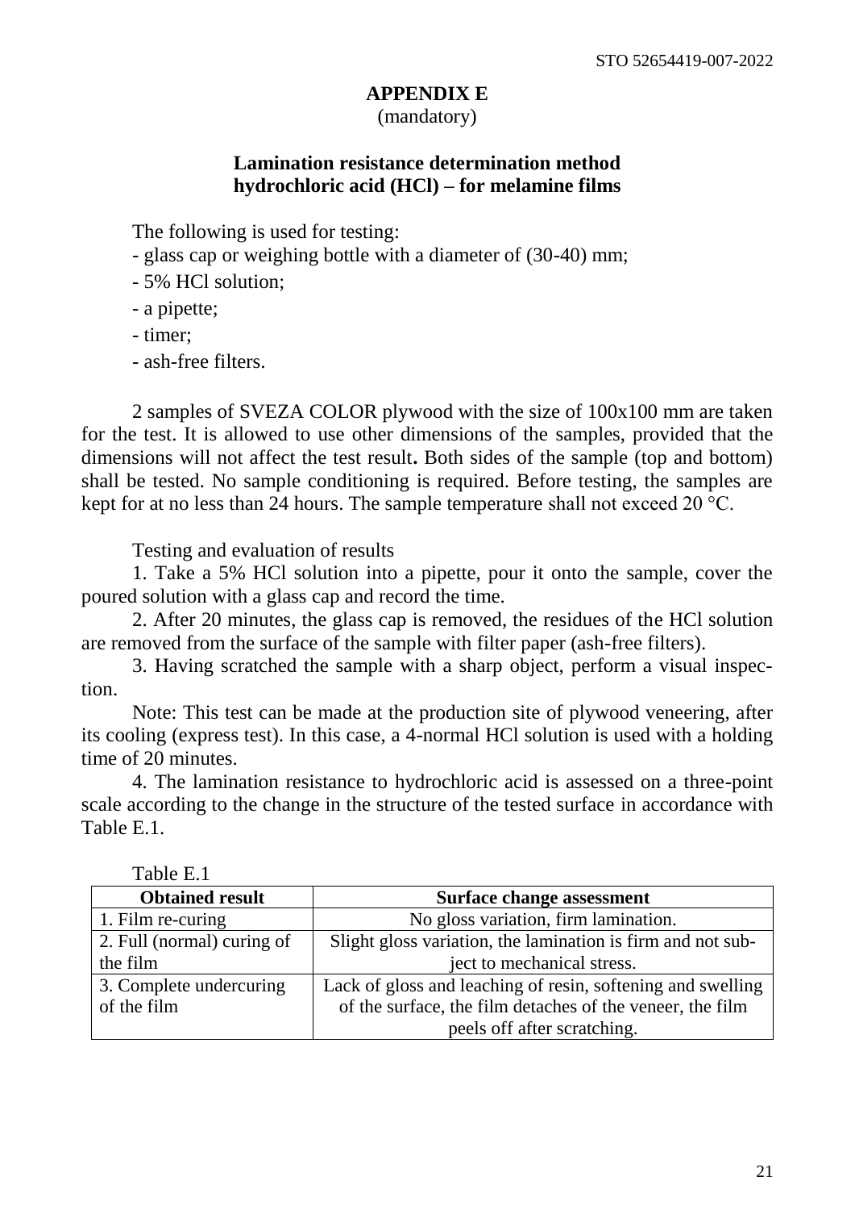# APPENDIX E

(mandatory)

## Lamination resistance determination method hydrochloric acid (HCl) – for melamine films

The following is used for testing:

- glass cap or weighing bottle with a diameter of (30-40) mm;
- 5% HCl solution;
- a pipette;
- timer;
- ash-free filters.

2 samples of SVEZA COLOR plywood with the size of 100x100 mm are taken for the test. It is allowed to use other dimensions of the samples, provided that the dimensions will not affect the test result**.** Both sides of the sample (top and bottom) shall be tested. No sample conditioning is required. Before testing, the samples are kept for at no less than 24 hours. The sample temperature shall not exceed 20 °C.

Testing and evaluation of results

1. Take a 5% HCl solution into a pipette, pour it onto the sample, cover the poured solution with a glass cap and record the time.
2. After 20 minutes, the glass cap is removed, the residues of the HCl solution are removed from the surface of the sample with filter paper (ash-free filters).
3. Having scratched the sample with a sharp object, perform a visual inspection.

Note: This test can be made at the production site of plywood veneering, after its cooling (express test). In this case, a 4-normal HCl solution is used with a holding time of 20 minutes.

4. The lamination resistance to hydrochloric acid is assessed on a three-point scale according to the change in the structure of the tested surface in accordance with Table E.1.

Table E.1

| Obtained result | Surface change assessment |
|---|---|
| 1. Film re-curing | No gloss variation, firm lamination. |
| 2. Full (normal) curing of the film | Slight gloss variation, the lamination is firm and not subject to mechanical stress. |
| 3. Complete undercuring of the film | Lack of gloss and leaching of resin, softening and swelling of the surface, the film detaches of the veneer, the film peels off after scratching. |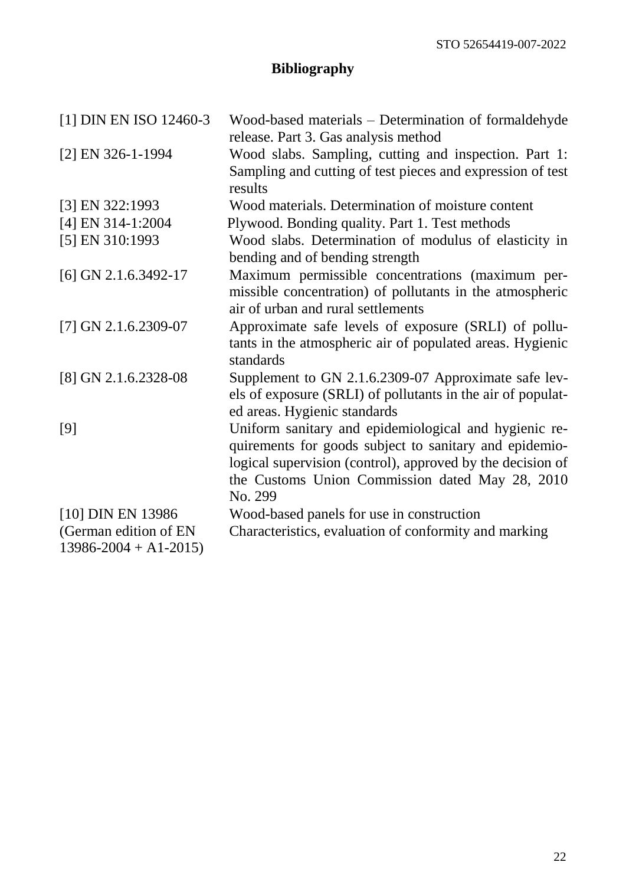# Bibliography

| | |
|---|---|
| [1] DIN EN ISO 12460-3 | Wood-based materials – Determination of formaldehyde release. Part 3. Gas analysis method |
| [2] EN 326-1-1994 | Wood slabs. Sampling, cutting and inspection. Part 1: Sampling and cutting of test pieces and expression of test results |
| [3] EN 322:1993 | Wood materials. Determination of moisture content |
| [4] EN 314-1:2004 | Plywood. Bonding quality. Part 1. Test methods |
| [5] EN 310:1993 | Wood slabs. Determination of modulus of elasticity in bending and of bending strength |
| [6] GN 2.1.6.3492-17 | Maximum permissible concentrations (maximum permissible concentration) of pollutants in the atmospheric air of urban and rural settlements |
| [7] GN 2.1.6.2309-07 | Approximate safe levels of exposure (SRLI) of pollutants in the atmospheric air of populated areas. Hygienic standards |
| [8] GN 2.1.6.2328-08 | Supplement to GN 2.1.6.2309-07 Approximate safe levels of exposure (SRLI) of pollutants in the air of populated areas. Hygienic standards |
| [9] | Uniform sanitary and epidemiological and hygienic requirements for goods subject to sanitary and epidemiological supervision (control), approved by the decision of the Customs Union Commission dated May 28, 2010 No. 299 |
| [10] DIN EN 13986 (German edition of EN 13986-2004 + A1-2015) | Wood-based panels for use in construction Characteristics, evaluation of conformity and marking |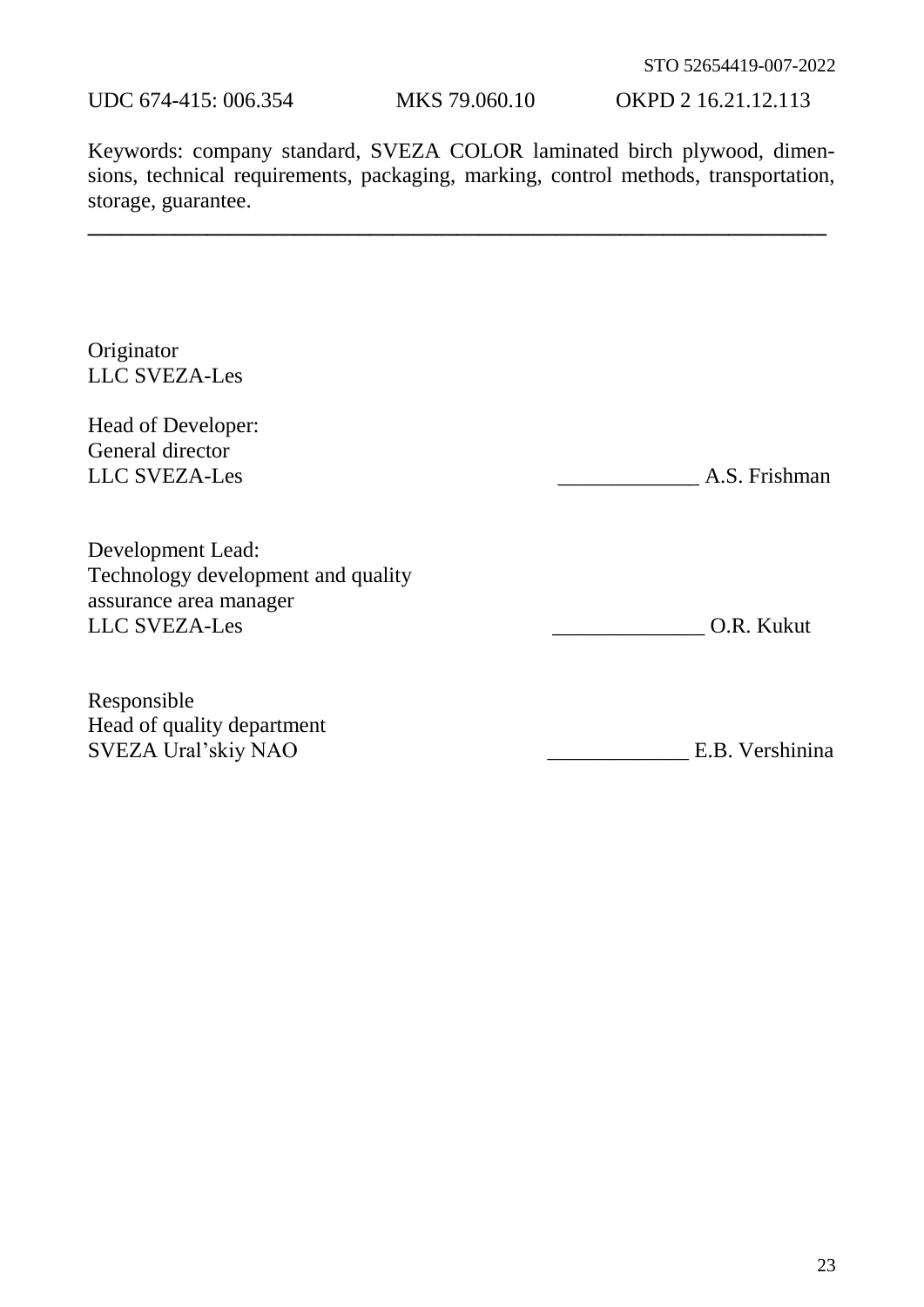UDC 674-415: 006.354 MKS 79.060.10 OKPD 2 16.21.12.113

Keywords: company standard, SVEZA COLOR laminated birch plywood, dimensions, technical requirements, packaging, marking, control methods, transportation, storage, guarantee.

---

Originator
LLC SVEZA-Les

Head of Developer:
General director
LLC SVEZA-Les _____________ A.S. Frishman

Development Lead:
Technology development and quality assurance area manager
LLC SVEZA-Les ______________ O.R. Kukut

Responsible
Head of quality department
SVEZA Ural'skiy NAO _____________ E.B. Vershinina